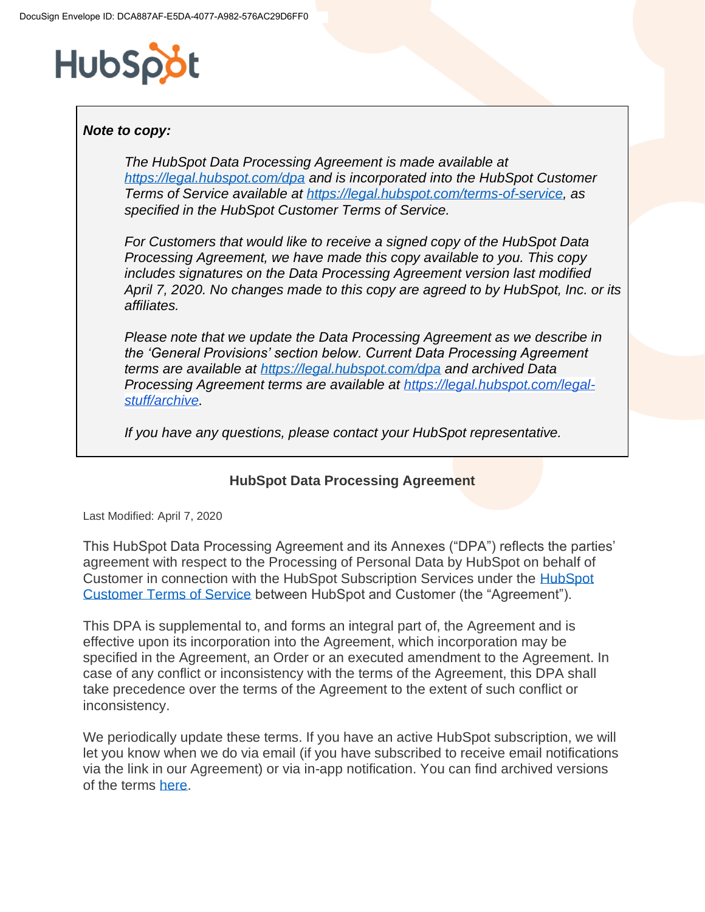DocuSign Envelope ID: DCA887AF-E5DA-4077-A982-576AC29D6FF0

HubSpot

> ***Note to copy:***
>
> *The HubSpot Data Processing Agreement is made available at [https://legal.hubspot.com/dpa](https://legal.hubspot.com/dpa) and is incorporated into the HubSpot Customer Terms of Service available at [https://legal.hubspot.com/terms-of-service](https://legal.hubspot.com/terms-of-service), as specified in the HubSpot Customer Terms of Service.*
>
> *For Customers that would like to receive a signed copy of the HubSpot Data Processing Agreement, we have made this copy available to you. This copy includes signatures on the Data Processing Agreement version last modified April 7, 2020. No changes made to this copy are agreed to by HubSpot, Inc. or its affiliates.*
>
> *Please note that we update the Data Processing Agreement as we describe in the 'General Provisions' section below. Current Data Processing Agreement terms are available at [https://legal.hubspot.com/dpa](https://legal.hubspot.com/dpa) and archived Data Processing Agreement terms are available at [https://legal.hubspot.com/legal-stuff/archive](https://legal.hubspot.com/legal-stuff/archive).*
>
> *If you have any questions, please contact your HubSpot representative.*

# HubSpot Data Processing Agreement

Last Modified: April 7, 2020

This HubSpot Data Processing Agreement and its Annexes ("DPA") reflects the parties' agreement with respect to the Processing of Personal Data by HubSpot on behalf of Customer in connection with the HubSpot Subscription Services under the HubSpot Customer Terms of Service between HubSpot and Customer (the "Agreement").

This DPA is supplemental to, and forms an integral part of, the Agreement and is effective upon its incorporation into the Agreement, which incorporation may be specified in the Agreement, an Order or an executed amendment to the Agreement. In case of any conflict or inconsistency with the terms of the Agreement, this DPA shall take precedence over the terms of the Agreement to the extent of such conflict or inconsistency.

We periodically update these terms. If you have an active HubSpot subscription, we will let you know when we do via email (if you have subscribed to receive email notifications via the link in our Agreement) or via in-app notification. You can find archived versions of the terms here.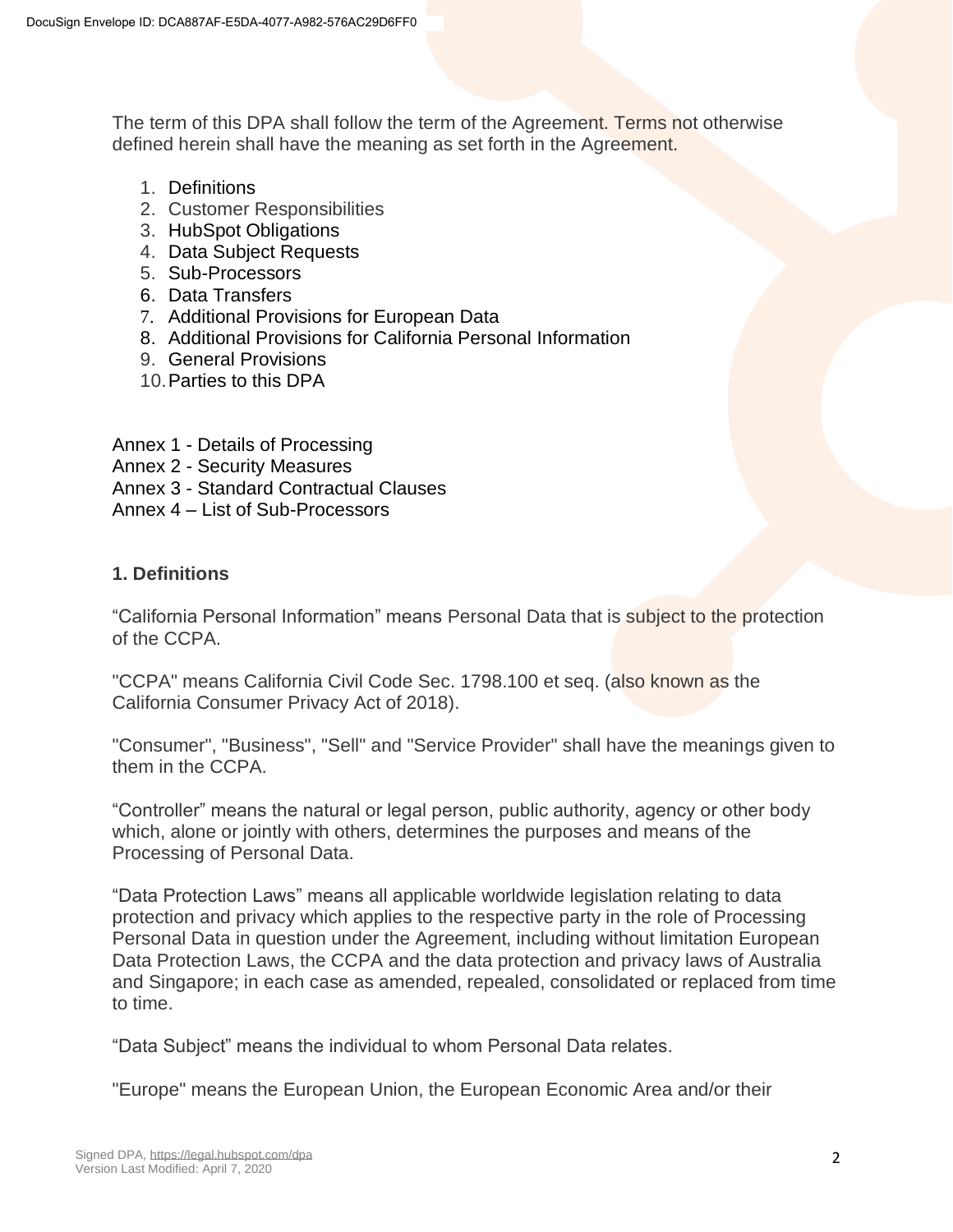The term of this DPA shall follow the term of the Agreement. Terms not otherwise defined herein shall have the meaning as set forth in the Agreement.

1. Definitions
2. Customer Responsibilities
3. HubSpot Obligations
4. Data Subject Requests
5. Sub-Processors
6. Data Transfers
7. Additional Provisions for European Data
8. Additional Provisions for California Personal Information
9. General Provisions
10. Parties to this DPA

Annex 1 - Details of Processing
Annex 2 - Security Measures
Annex 3 - Standard Contractual Clauses
Annex 4 – List of Sub-Processors

## 1. Definitions

“California Personal Information” means Personal Data that is subject to the protection of the CCPA.

"CCPA" means California Civil Code Sec. 1798.100 et seq. (also known as the California Consumer Privacy Act of 2018).

"Consumer", "Business", "Sell" and "Service Provider" shall have the meanings given to them in the CCPA.

“Controller” means the natural or legal person, public authority, agency or other body which, alone or jointly with others, determines the purposes and means of the Processing of Personal Data.

“Data Protection Laws” means all applicable worldwide legislation relating to data protection and privacy which applies to the respective party in the role of Processing Personal Data in question under the Agreement, including without limitation European Data Protection Laws, the CCPA and the data protection and privacy laws of Australia and Singapore; in each case as amended, repealed, consolidated or replaced from time to time.

“Data Subject” means the individual to whom Personal Data relates.

"Europe" means the European Union, the European Economic Area and/or their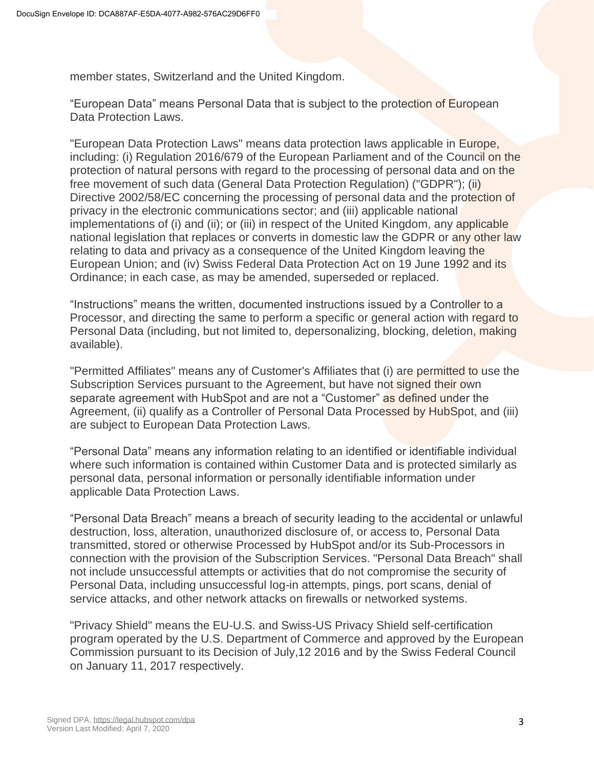member states, Switzerland and the United Kingdom.

“European Data” means Personal Data that is subject to the protection of European Data Protection Laws.

"European Data Protection Laws" means data protection laws applicable in Europe, including: (i) Regulation 2016/679 of the European Parliament and of the Council on the protection of natural persons with regard to the processing of personal data and on the free movement of such data (General Data Protection Regulation) ("GDPR"); (ii) Directive 2002/58/EC concerning the processing of personal data and the protection of privacy in the electronic communications sector; and (iii) applicable national implementations of (i) and (ii); or (iii) in respect of the United Kingdom, any applicable national legislation that replaces or converts in domestic law the GDPR or any other law relating to data and privacy as a consequence of the United Kingdom leaving the European Union; and (iv) Swiss Federal Data Protection Act on 19 June 1992 and its Ordinance; in each case, as may be amended, superseded or replaced.

“Instructions” means the written, documented instructions issued by a Controller to a Processor, and directing the same to perform a specific or general action with regard to Personal Data (including, but not limited to, depersonalizing, blocking, deletion, making available).

"Permitted Affiliates" means any of Customer's Affiliates that (i) are permitted to use the Subscription Services pursuant to the Agreement, but have not signed their own separate agreement with HubSpot and are not a “Customer” as defined under the Agreement, (ii) qualify as a Controller of Personal Data Processed by HubSpot, and (iii) are subject to European Data Protection Laws.

“Personal Data” means any information relating to an identified or identifiable individual where such information is contained within Customer Data and is protected similarly as personal data, personal information or personally identifiable information under applicable Data Protection Laws.

“Personal Data Breach” means a breach of security leading to the accidental or unlawful destruction, loss, alteration, unauthorized disclosure of, or access to, Personal Data transmitted, stored or otherwise Processed by HubSpot and/or its Sub-Processors in connection with the provision of the Subscription Services. "Personal Data Breach" shall not include unsuccessful attempts or activities that do not compromise the security of Personal Data, including unsuccessful log-in attempts, pings, port scans, denial of service attacks, and other network attacks on firewalls or networked systems.

"Privacy Shield" means the EU-U.S. and Swiss-US Privacy Shield self-certification program operated by the U.S. Department of Commerce and approved by the European Commission pursuant to its Decision of July,12 2016 and by the Swiss Federal Council on January 11, 2017 respectively.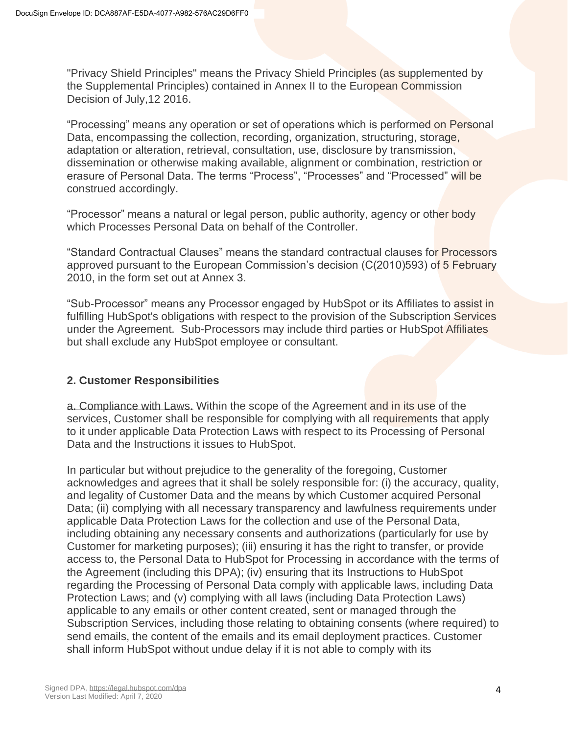"Privacy Shield Principles" means the Privacy Shield Principles (as supplemented by the Supplemental Principles) contained in Annex II to the European Commission Decision of July,12 2016.

"Processing" means any operation or set of operations which is performed on Personal Data, encompassing the collection, recording, organization, structuring, storage, adaptation or alteration, retrieval, consultation, use, disclosure by transmission, dissemination or otherwise making available, alignment or combination, restriction or erasure of Personal Data. The terms "Process", "Processes" and "Processed" will be construed accordingly.

"Processor" means a natural or legal person, public authority, agency or other body which Processes Personal Data on behalf of the Controller.

"Standard Contractual Clauses" means the standard contractual clauses for Processors approved pursuant to the European Commission's decision (C(2010)593) of 5 February 2010, in the form set out at Annex 3.

"Sub-Processor" means any Processor engaged by HubSpot or its Affiliates to assist in fulfilling HubSpot's obligations with respect to the provision of the Subscription Services under the Agreement. Sub-Processors may include third parties or HubSpot Affiliates but shall exclude any HubSpot employee or consultant.

## 2. Customer Responsibilities

a. Compliance with Laws. Within the scope of the Agreement and in its use of the services, Customer shall be responsible for complying with all requirements that apply to it under applicable Data Protection Laws with respect to its Processing of Personal Data and the Instructions it issues to HubSpot.

In particular but without prejudice to the generality of the foregoing, Customer acknowledges and agrees that it shall be solely responsible for: (i) the accuracy, quality, and legality of Customer Data and the means by which Customer acquired Personal Data; (ii) complying with all necessary transparency and lawfulness requirements under applicable Data Protection Laws for the collection and use of the Personal Data, including obtaining any necessary consents and authorizations (particularly for use by Customer for marketing purposes); (iii) ensuring it has the right to transfer, or provide access to, the Personal Data to HubSpot for Processing in accordance with the terms of the Agreement (including this DPA); (iv) ensuring that its Instructions to HubSpot regarding the Processing of Personal Data comply with applicable laws, including Data Protection Laws; and (v) complying with all laws (including Data Protection Laws) applicable to any emails or other content created, sent or managed through the Subscription Services, including those relating to obtaining consents (where required) to send emails, the content of the emails and its email deployment practices. Customer shall inform HubSpot without undue delay if it is not able to comply with its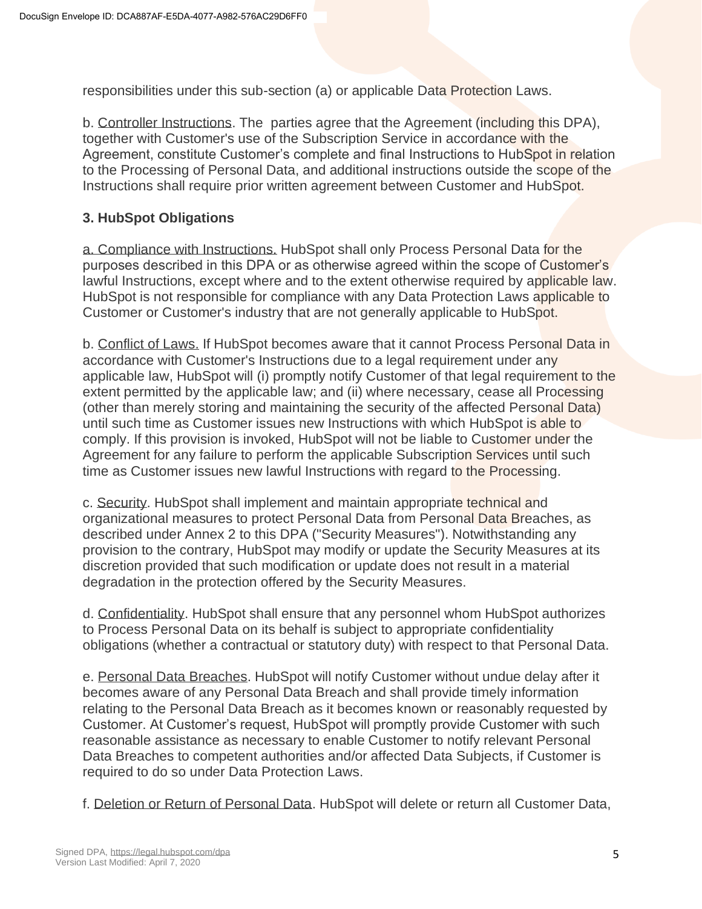responsibilities under this sub-section (a) or applicable Data Protection Laws.

b. Controller Instructions. The parties agree that the Agreement (including this DPA), together with Customer's use of the Subscription Service in accordance with the Agreement, constitute Customer's complete and final Instructions to HubSpot in relation to the Processing of Personal Data, and additional instructions outside the scope of the Instructions shall require prior written agreement between Customer and HubSpot.

**3. HubSpot Obligations**

a. Compliance with Instructions. HubSpot shall only Process Personal Data for the purposes described in this DPA or as otherwise agreed within the scope of Customer's lawful Instructions, except where and to the extent otherwise required by applicable law. HubSpot is not responsible for compliance with any Data Protection Laws applicable to Customer or Customer's industry that are not generally applicable to HubSpot.

b. Conflict of Laws. If HubSpot becomes aware that it cannot Process Personal Data in accordance with Customer's Instructions due to a legal requirement under any applicable law, HubSpot will (i) promptly notify Customer of that legal requirement to the extent permitted by the applicable law; and (ii) where necessary, cease all Processing (other than merely storing and maintaining the security of the affected Personal Data) until such time as Customer issues new Instructions with which HubSpot is able to comply. If this provision is invoked, HubSpot will not be liable to Customer under the Agreement for any failure to perform the applicable Subscription Services until such time as Customer issues new lawful Instructions with regard to the Processing.

c. Security. HubSpot shall implement and maintain appropriate technical and organizational measures to protect Personal Data from Personal Data Breaches, as described under Annex 2 to this DPA ("Security Measures"). Notwithstanding any provision to the contrary, HubSpot may modify or update the Security Measures at its discretion provided that such modification or update does not result in a material degradation in the protection offered by the Security Measures.

d. Confidentiality. HubSpot shall ensure that any personnel whom HubSpot authorizes to Process Personal Data on its behalf is subject to appropriate confidentiality obligations (whether a contractual or statutory duty) with respect to that Personal Data.

e. Personal Data Breaches. HubSpot will notify Customer without undue delay after it becomes aware of any Personal Data Breach and shall provide timely information relating to the Personal Data Breach as it becomes known or reasonably requested by Customer. At Customer's request, HubSpot will promptly provide Customer with such reasonable assistance as necessary to enable Customer to notify relevant Personal Data Breaches to competent authorities and/or affected Data Subjects, if Customer is required to do so under Data Protection Laws.

f. Deletion or Return of Personal Data. HubSpot will delete or return all Customer Data,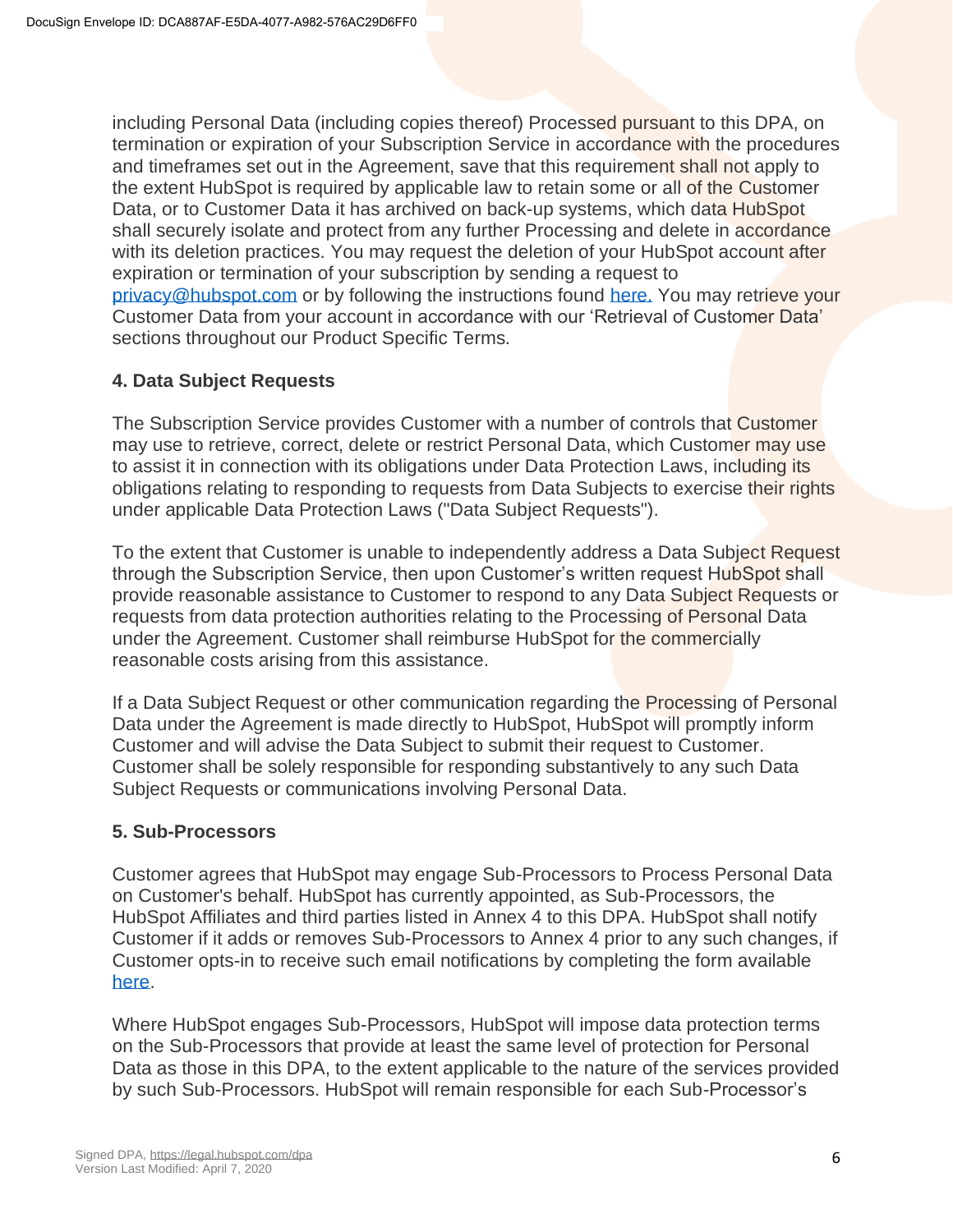including Personal Data (including copies thereof) Processed pursuant to this DPA, on termination or expiration of your Subscription Service in accordance with the procedures and timeframes set out in the Agreement, save that this requirement shall not apply to the extent HubSpot is required by applicable law to retain some or all of the Customer Data, or to Customer Data it has archived on back-up systems, which data HubSpot shall securely isolate and protect from any further Processing and delete in accordance with its deletion practices. You may request the deletion of your HubSpot account after expiration or termination of your subscription by sending a request to privacy@hubspot.com or by following the instructions found here. You may retrieve your Customer Data from your account in accordance with our 'Retrieval of Customer Data' sections throughout our Product Specific Terms.

### 4. Data Subject Requests

The Subscription Service provides Customer with a number of controls that Customer may use to retrieve, correct, delete or restrict Personal Data, which Customer may use to assist it in connection with its obligations under Data Protection Laws, including its obligations relating to responding to requests from Data Subjects to exercise their rights under applicable Data Protection Laws ("Data Subject Requests").

To the extent that Customer is unable to independently address a Data Subject Request through the Subscription Service, then upon Customer's written request HubSpot shall provide reasonable assistance to Customer to respond to any Data Subject Requests or requests from data protection authorities relating to the Processing of Personal Data under the Agreement. Customer shall reimburse HubSpot for the commercially reasonable costs arising from this assistance.

If a Data Subject Request or other communication regarding the Processing of Personal Data under the Agreement is made directly to HubSpot, HubSpot will promptly inform Customer and will advise the Data Subject to submit their request to Customer. Customer shall be solely responsible for responding substantively to any such Data Subject Requests or communications involving Personal Data.

### 5. Sub-Processors

Customer agrees that HubSpot may engage Sub-Processors to Process Personal Data on Customer's behalf. HubSpot has currently appointed, as Sub-Processors, the HubSpot Affiliates and third parties listed in Annex 4 to this DPA. HubSpot shall notify Customer if it adds or removes Sub-Processors to Annex 4 prior to any such changes, if Customer opts-in to receive such email notifications by completing the form available here.

Where HubSpot engages Sub-Processors, HubSpot will impose data protection terms on the Sub-Processors that provide at least the same level of protection for Personal Data as those in this DPA, to the extent applicable to the nature of the services provided by such Sub-Processors. HubSpot will remain responsible for each Sub-Processor's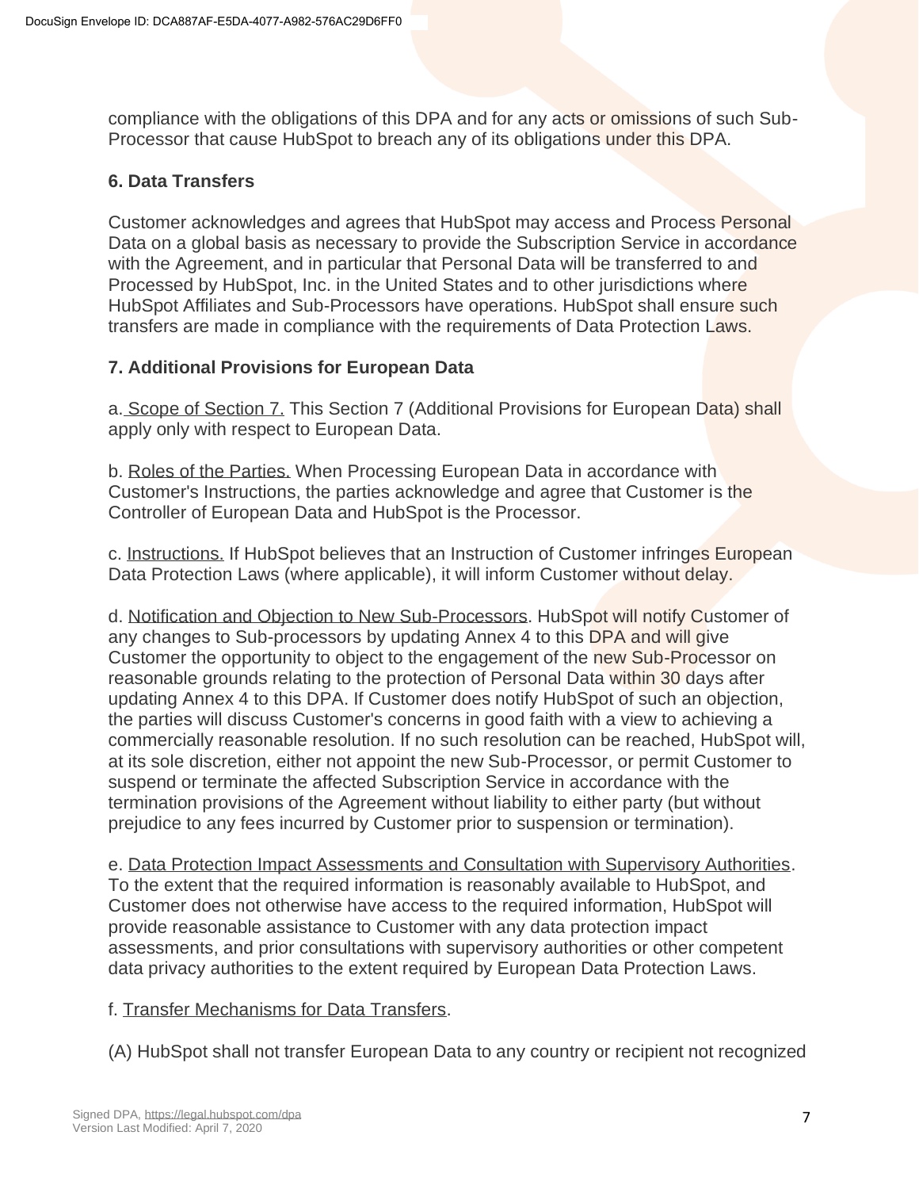compliance with the obligations of this DPA and for any acts or omissions of such Sub-Processor that cause HubSpot to breach any of its obligations under this DPA.

### 6. Data Transfers

Customer acknowledges and agrees that HubSpot may access and Process Personal Data on a global basis as necessary to provide the Subscription Service in accordance with the Agreement, and in particular that Personal Data will be transferred to and Processed by HubSpot, Inc. in the United States and to other jurisdictions where HubSpot Affiliates and Sub-Processors have operations. HubSpot shall ensure such transfers are made in compliance with the requirements of Data Protection Laws.

### 7. Additional Provisions for European Data

a. Scope of Section 7. This Section 7 (Additional Provisions for European Data) shall apply only with respect to European Data.

b. Roles of the Parties. When Processing European Data in accordance with Customer's Instructions, the parties acknowledge and agree that Customer is the Controller of European Data and HubSpot is the Processor.

c. Instructions. If HubSpot believes that an Instruction of Customer infringes European Data Protection Laws (where applicable), it will inform Customer without delay.

d. Notification and Objection to New Sub-Processors. HubSpot will notify Customer of any changes to Sub-processors by updating Annex 4 to this DPA and will give Customer the opportunity to object to the engagement of the new Sub-Processor on reasonable grounds relating to the protection of Personal Data within 30 days after updating Annex 4 to this DPA. If Customer does notify HubSpot of such an objection, the parties will discuss Customer's concerns in good faith with a view to achieving a commercially reasonable resolution. If no such resolution can be reached, HubSpot will, at its sole discretion, either not appoint the new Sub-Processor, or permit Customer to suspend or terminate the affected Subscription Service in accordance with the termination provisions of the Agreement without liability to either party (but without prejudice to any fees incurred by Customer prior to suspension or termination).

e. Data Protection Impact Assessments and Consultation with Supervisory Authorities. To the extent that the required information is reasonably available to HubSpot, and Customer does not otherwise have access to the required information, HubSpot will provide reasonable assistance to Customer with any data protection impact assessments, and prior consultations with supervisory authorities or other competent data privacy authorities to the extent required by European Data Protection Laws.

f. Transfer Mechanisms for Data Transfers.

(A) HubSpot shall not transfer European Data to any country or recipient not recognized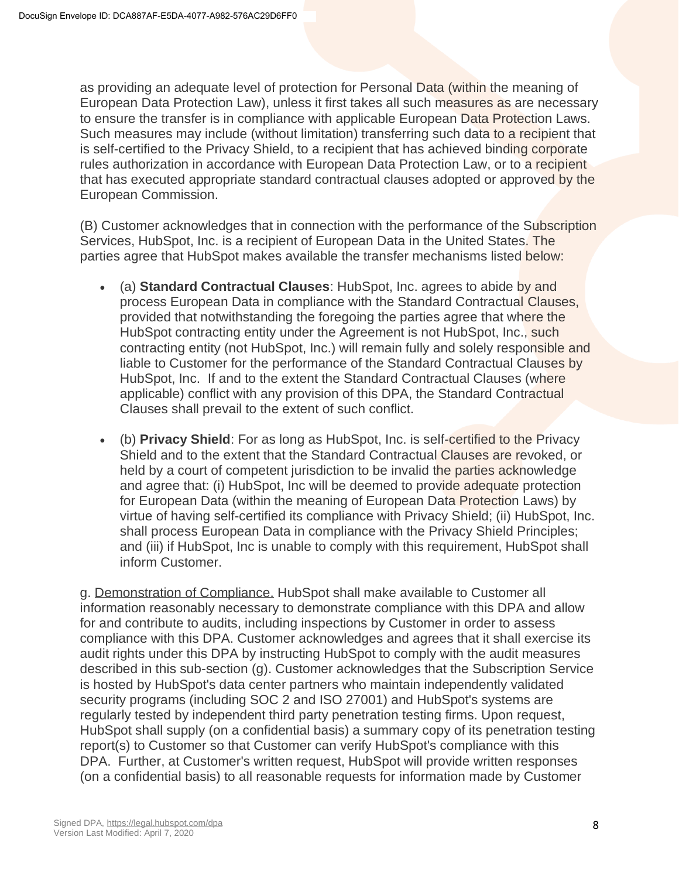as providing an adequate level of protection for Personal Data (within the meaning of European Data Protection Law), unless it first takes all such measures as are necessary to ensure the transfer is in compliance with applicable European Data Protection Laws. Such measures may include (without limitation) transferring such data to a recipient that is self-certified to the Privacy Shield, to a recipient that has achieved binding corporate rules authorization in accordance with European Data Protection Law, or to a recipient that has executed appropriate standard contractual clauses adopted or approved by the European Commission.

(B) Customer acknowledges that in connection with the performance of the Subscription Services, HubSpot, Inc. is a recipient of European Data in the United States. The parties agree that HubSpot makes available the transfer mechanisms listed below:

- (a) **Standard Contractual Clauses**: HubSpot, Inc. agrees to abide by and process European Data in compliance with the Standard Contractual Clauses, provided that notwithstanding the foregoing the parties agree that where the HubSpot contracting entity under the Agreement is not HubSpot, Inc., such contracting entity (not HubSpot, Inc.) will remain fully and solely responsible and liable to Customer for the performance of the Standard Contractual Clauses by HubSpot, Inc. If and to the extent the Standard Contractual Clauses (where applicable) conflict with any provision of this DPA, the Standard Contractual Clauses shall prevail to the extent of such conflict.
- (b) **Privacy Shield**: For as long as HubSpot, Inc. is self-certified to the Privacy Shield and to the extent that the Standard Contractual Clauses are revoked, or held by a court of competent jurisdiction to be invalid the parties acknowledge and agree that: (i) HubSpot, Inc will be deemed to provide adequate protection for European Data (within the meaning of European Data Protection Laws) by virtue of having self-certified its compliance with Privacy Shield; (ii) HubSpot, Inc. shall process European Data in compliance with the Privacy Shield Principles; and (iii) if HubSpot, Inc is unable to comply with this requirement, HubSpot shall inform Customer.

g. Demonstration of Compliance. HubSpot shall make available to Customer all information reasonably necessary to demonstrate compliance with this DPA and allow for and contribute to audits, including inspections by Customer in order to assess compliance with this DPA. Customer acknowledges and agrees that it shall exercise its audit rights under this DPA by instructing HubSpot to comply with the audit measures described in this sub-section (g). Customer acknowledges that the Subscription Service is hosted by HubSpot's data center partners who maintain independently validated security programs (including SOC 2 and ISO 27001) and HubSpot's systems are regularly tested by independent third party penetration testing firms. Upon request, HubSpot shall supply (on a confidential basis) a summary copy of its penetration testing report(s) to Customer so that Customer can verify HubSpot's compliance with this DPA. Further, at Customer's written request, HubSpot will provide written responses (on a confidential basis) to all reasonable requests for information made by Customer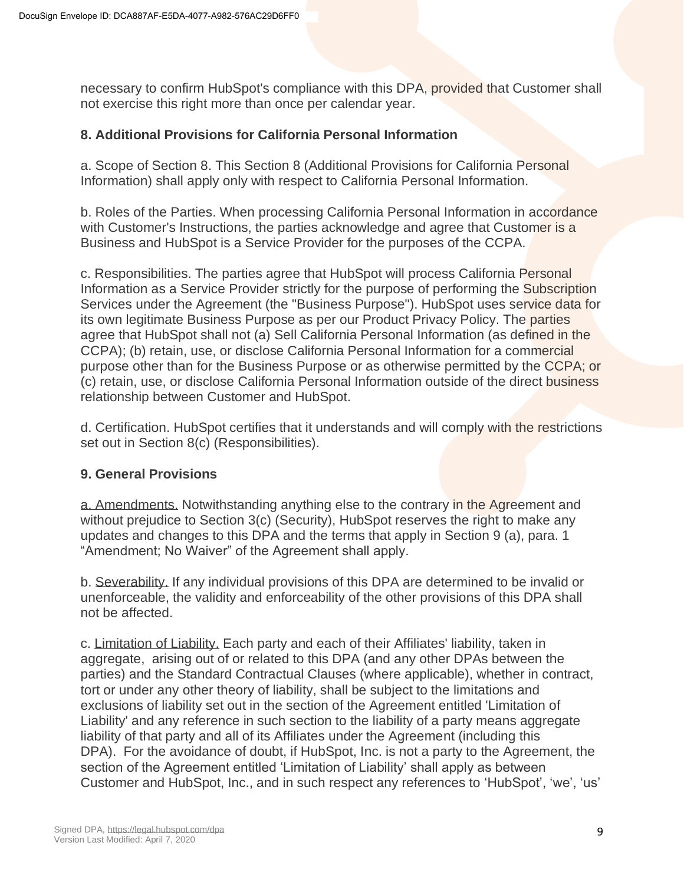necessary to confirm HubSpot's compliance with this DPA, provided that Customer shall not exercise this right more than once per calendar year.

### 8. Additional Provisions for California Personal Information

a. Scope of Section 8. This Section 8 (Additional Provisions for California Personal Information) shall apply only with respect to California Personal Information.

b. Roles of the Parties. When processing California Personal Information in accordance with Customer's Instructions, the parties acknowledge and agree that Customer is a Business and HubSpot is a Service Provider for the purposes of the CCPA.

c. Responsibilities. The parties agree that HubSpot will process California Personal Information as a Service Provider strictly for the purpose of performing the Subscription Services under the Agreement (the "Business Purpose"). HubSpot uses service data for its own legitimate Business Purpose as per our Product Privacy Policy. The parties agree that HubSpot shall not (a) Sell California Personal Information (as defined in the CCPA); (b) retain, use, or disclose California Personal Information for a commercial purpose other than for the Business Purpose or as otherwise permitted by the CCPA; or (c) retain, use, or disclose California Personal Information outside of the direct business relationship between Customer and HubSpot.

d. Certification. HubSpot certifies that it understands and will comply with the restrictions set out in Section 8(c) (Responsibilities).

### 9. General Provisions

a. Amendments. Notwithstanding anything else to the contrary in the Agreement and without prejudice to Section 3(c) (Security), HubSpot reserves the right to make any updates and changes to this DPA and the terms that apply in Section 9 (a), para. 1 "Amendment; No Waiver" of the Agreement shall apply.

b. Severability. If any individual provisions of this DPA are determined to be invalid or unenforceable, the validity and enforceability of the other provisions of this DPA shall not be affected.

c. Limitation of Liability. Each party and each of their Affiliates' liability, taken in aggregate, arising out of or related to this DPA (and any other DPAs between the parties) and the Standard Contractual Clauses (where applicable), whether in contract, tort or under any other theory of liability, shall be subject to the limitations and exclusions of liability set out in the section of the Agreement entitled 'Limitation of Liability' and any reference in such section to the liability of a party means aggregate liability of that party and all of its Affiliates under the Agreement (including this DPA). For the avoidance of doubt, if HubSpot, Inc. is not a party to the Agreement, the section of the Agreement entitled 'Limitation of Liability' shall apply as between Customer and HubSpot, Inc., and in such respect any references to 'HubSpot', 'we', 'us'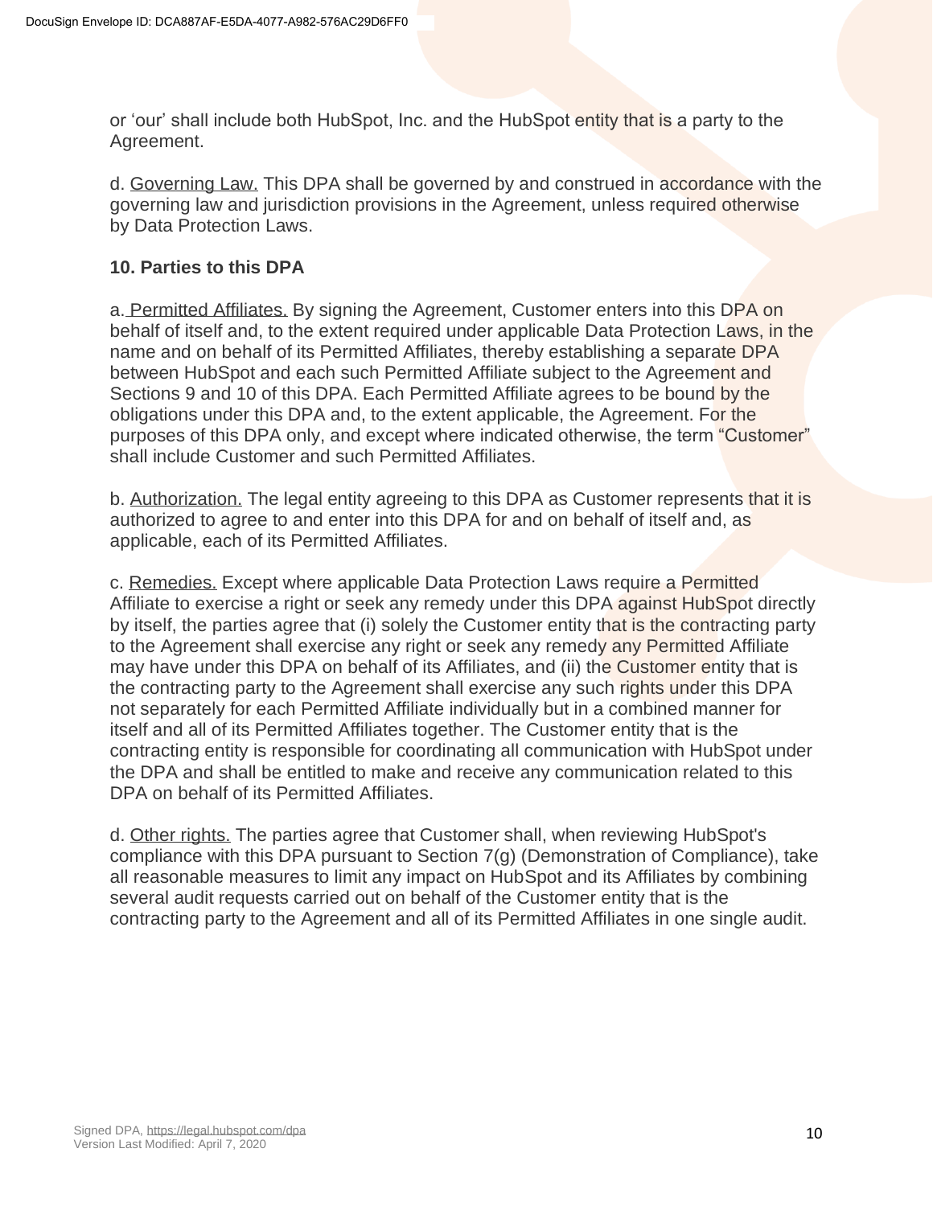or 'our' shall include both HubSpot, Inc. and the HubSpot entity that is a party to the Agreement.

d. Governing Law. This DPA shall be governed by and construed in accordance with the governing law and jurisdiction provisions in the Agreement, unless required otherwise by Data Protection Laws.

**10. Parties to this DPA**

a. Permitted Affiliates. By signing the Agreement, Customer enters into this DPA on behalf of itself and, to the extent required under applicable Data Protection Laws, in the name and on behalf of its Permitted Affiliates, thereby establishing a separate DPA between HubSpot and each such Permitted Affiliate subject to the Agreement and Sections 9 and 10 of this DPA. Each Permitted Affiliate agrees to be bound by the obligations under this DPA and, to the extent applicable, the Agreement. For the purposes of this DPA only, and except where indicated otherwise, the term "Customer" shall include Customer and such Permitted Affiliates.

b. Authorization. The legal entity agreeing to this DPA as Customer represents that it is authorized to agree to and enter into this DPA for and on behalf of itself and, as applicable, each of its Permitted Affiliates.

c. Remedies. Except where applicable Data Protection Laws require a Permitted Affiliate to exercise a right or seek any remedy under this DPA against HubSpot directly by itself, the parties agree that (i) solely the Customer entity that is the contracting party to the Agreement shall exercise any right or seek any remedy any Permitted Affiliate may have under this DPA on behalf of its Affiliates, and (ii) the Customer entity that is the contracting party to the Agreement shall exercise any such rights under this DPA not separately for each Permitted Affiliate individually but in a combined manner for itself and all of its Permitted Affiliates together. The Customer entity that is the contracting entity is responsible for coordinating all communication with HubSpot under the DPA and shall be entitled to make and receive any communication related to this DPA on behalf of its Permitted Affiliates.

d. Other rights. The parties agree that Customer shall, when reviewing HubSpot's compliance with this DPA pursuant to Section 7(g) (Demonstration of Compliance), take all reasonable measures to limit any impact on HubSpot and its Affiliates by combining several audit requests carried out on behalf of the Customer entity that is the contracting party to the Agreement and all of its Permitted Affiliates in one single audit.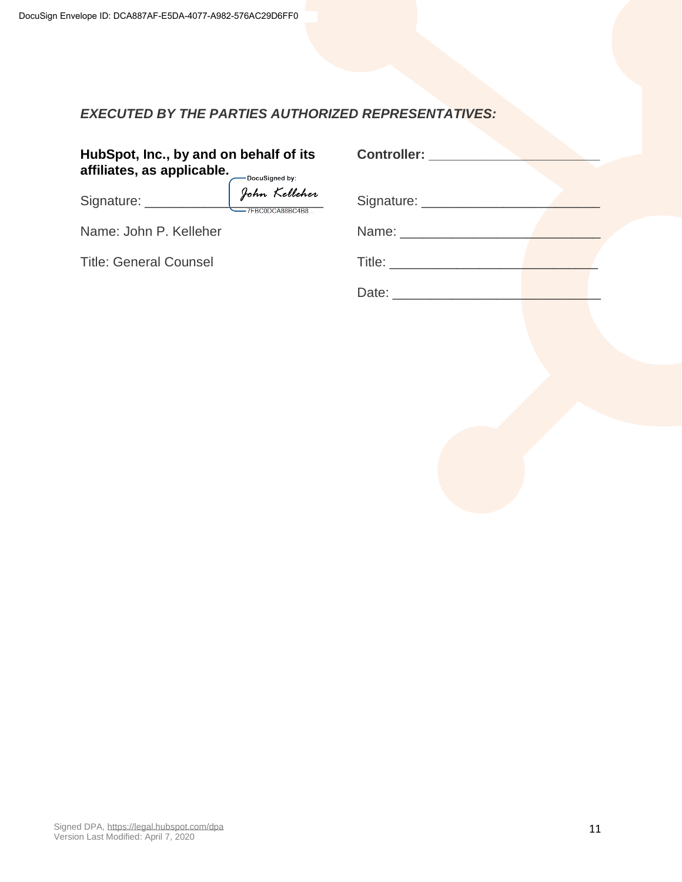***EXECUTED BY THE PARTIES AUTHORIZED REPRESENTATIVES:***

| **HubSpot, Inc., by and on behalf of its affiliates, as applicable.** | **Controller:** ______________________ |
|---|---|
| Signature: DocuSigned by: John Kelleher 7FBC0DCA88BC4B8... | Signature: ________________________ |
| Name: John P. Kelleher | Name: ___________________________ |
| Title: General Counsel | Title: ____________________________ |
| | Date: ____________________________ |

Signed DPA, https://legal.hubspot.com/dpa
Version Last Modified: April 7, 2020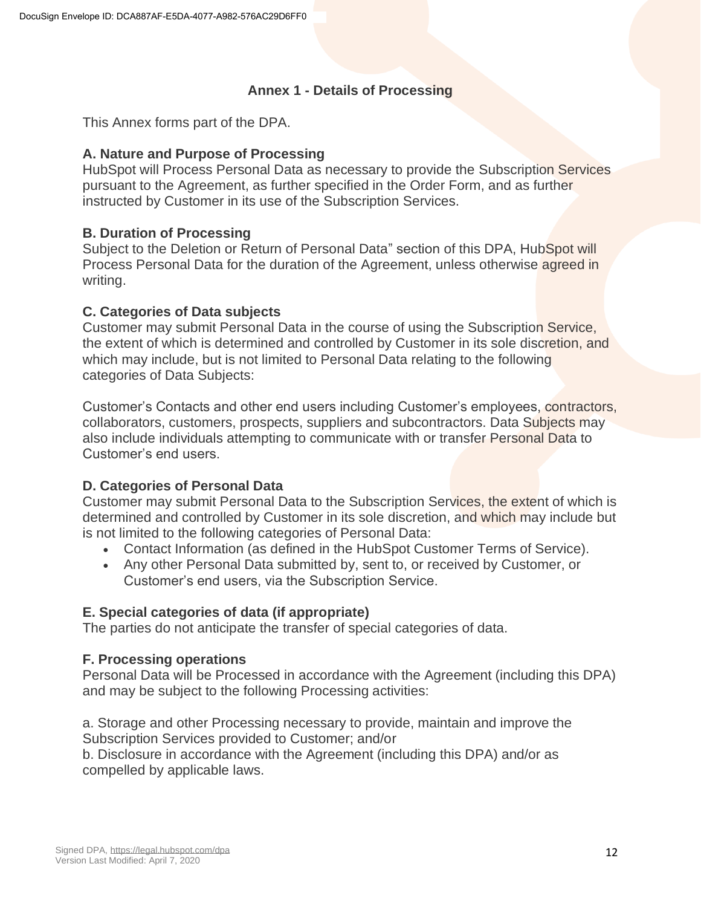## Annex 1 - Details of Processing

This Annex forms part of the DPA.

**A. Nature and Purpose of Processing**
HubSpot will Process Personal Data as necessary to provide the Subscription Services pursuant to the Agreement, as further specified in the Order Form, and as further instructed by Customer in its use of the Subscription Services.

**B. Duration of Processing**
Subject to the Deletion or Return of Personal Data" section of this DPA, HubSpot will Process Personal Data for the duration of the Agreement, unless otherwise agreed in writing.

**C. Categories of Data subjects**
Customer may submit Personal Data in the course of using the Subscription Service, the extent of which is determined and controlled by Customer in its sole discretion, and which may include, but is not limited to Personal Data relating to the following categories of Data Subjects:

Customer's Contacts and other end users including Customer's employees, contractors, collaborators, customers, prospects, suppliers and subcontractors. Data Subjects may also include individuals attempting to communicate with or transfer Personal Data to Customer's end users.

**D. Categories of Personal Data**
Customer may submit Personal Data to the Subscription Services, the extent of which is determined and controlled by Customer in its sole discretion, and which may include but is not limited to the following categories of Personal Data:

- Contact Information (as defined in the HubSpot Customer Terms of Service).
- Any other Personal Data submitted by, sent to, or received by Customer, or Customer's end users, via the Subscription Service.

**E. Special categories of data (if appropriate)**
The parties do not anticipate the transfer of special categories of data.

**F. Processing operations**
Personal Data will be Processed in accordance with the Agreement (including this DPA) and may be subject to the following Processing activities:

a. Storage and other Processing necessary to provide, maintain and improve the Subscription Services provided to Customer; and/or
b. Disclosure in accordance with the Agreement (including this DPA) and/or as compelled by applicable laws.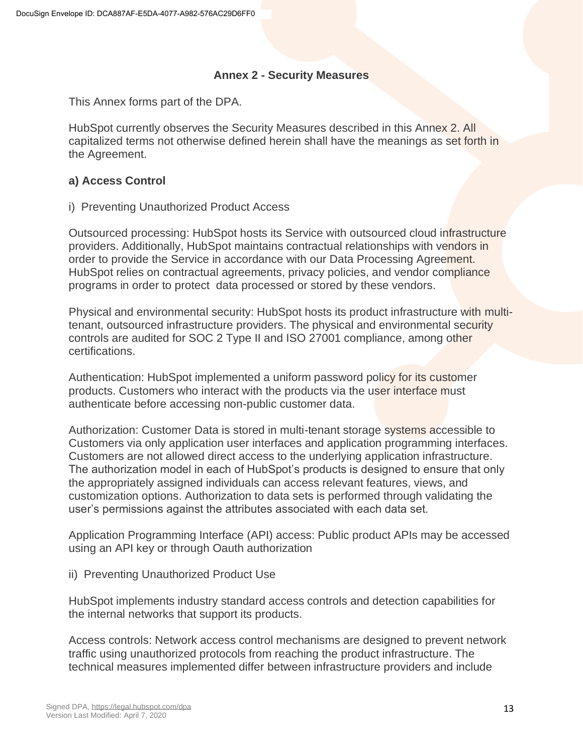### Annex 2 - Security Measures

This Annex forms part of the DPA.

HubSpot currently observes the Security Measures described in this Annex 2. All capitalized terms not otherwise defined herein shall have the meanings as set forth in the Agreement.

#### a) Access Control

i) Preventing Unauthorized Product Access

Outsourced processing: HubSpot hosts its Service with outsourced cloud infrastructure providers. Additionally, HubSpot maintains contractual relationships with vendors in order to provide the Service in accordance with our Data Processing Agreement. HubSpot relies on contractual agreements, privacy policies, and vendor compliance programs in order to protect data processed or stored by these vendors.

Physical and environmental security: HubSpot hosts its product infrastructure with multi-tenant, outsourced infrastructure providers. The physical and environmental security controls are audited for SOC 2 Type II and ISO 27001 compliance, among other certifications.

Authentication: HubSpot implemented a uniform password policy for its customer products. Customers who interact with the products via the user interface must authenticate before accessing non-public customer data.

Authorization: Customer Data is stored in multi-tenant storage systems accessible to Customers via only application user interfaces and application programming interfaces. Customers are not allowed direct access to the underlying application infrastructure. The authorization model in each of HubSpot's products is designed to ensure that only the appropriately assigned individuals can access relevant features, views, and customization options. Authorization to data sets is performed through validating the user's permissions against the attributes associated with each data set.

Application Programming Interface (API) access: Public product APIs may be accessed using an API key or through Oauth authorization

ii) Preventing Unauthorized Product Use

HubSpot implements industry standard access controls and detection capabilities for the internal networks that support its products.

Access controls: Network access control mechanisms are designed to prevent network traffic using unauthorized protocols from reaching the product infrastructure. The technical measures implemented differ between infrastructure providers and include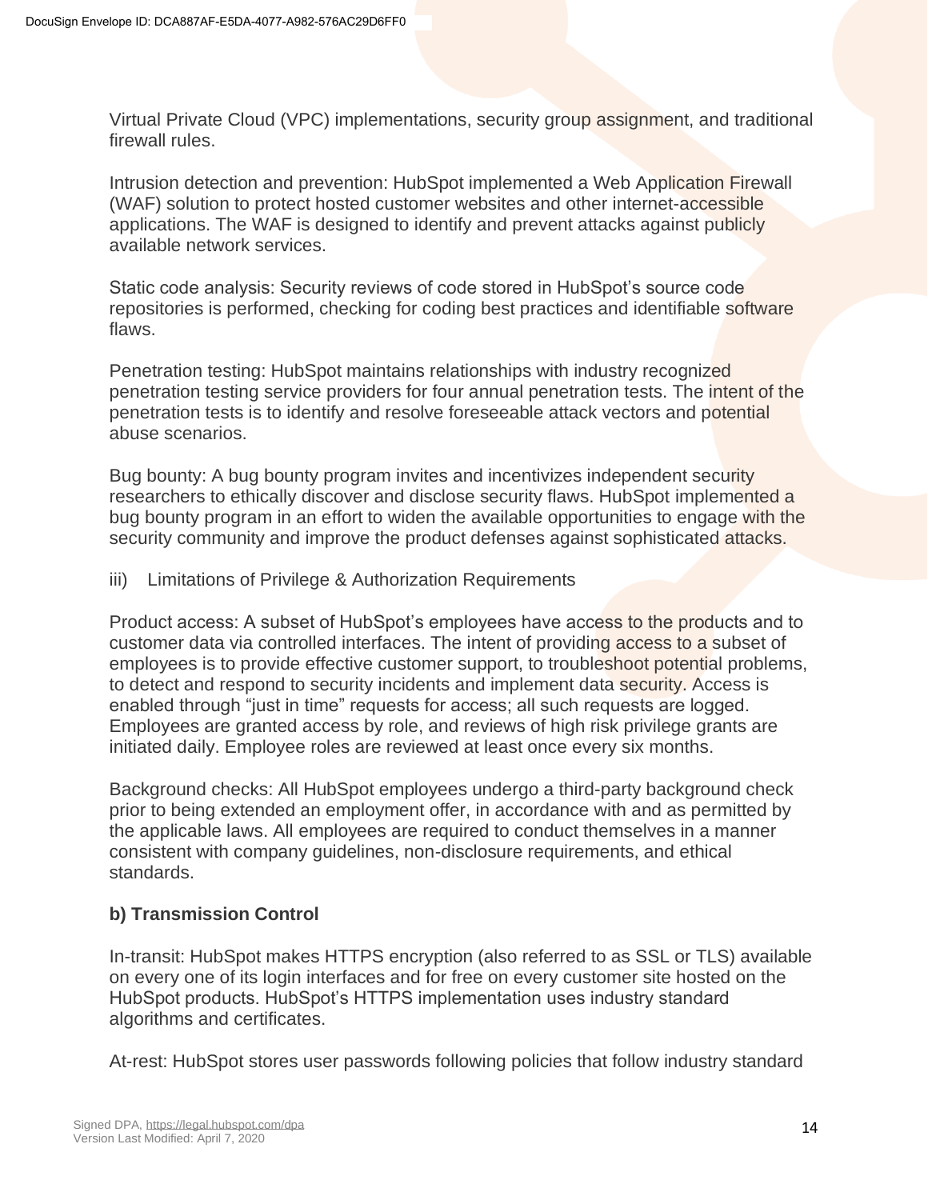Virtual Private Cloud (VPC) implementations, security group assignment, and traditional firewall rules.

Intrusion detection and prevention: HubSpot implemented a Web Application Firewall (WAF) solution to protect hosted customer websites and other internet-accessible applications. The WAF is designed to identify and prevent attacks against publicly available network services.

Static code analysis: Security reviews of code stored in HubSpot's source code repositories is performed, checking for coding best practices and identifiable software flaws.

Penetration testing: HubSpot maintains relationships with industry recognized penetration testing service providers for four annual penetration tests. The intent of the penetration tests is to identify and resolve foreseeable attack vectors and potential abuse scenarios.

Bug bounty: A bug bounty program invites and incentivizes independent security researchers to ethically discover and disclose security flaws. HubSpot implemented a bug bounty program in an effort to widen the available opportunities to engage with the security community and improve the product defenses against sophisticated attacks.

iii) Limitations of Privilege & Authorization Requirements

Product access: A subset of HubSpot's employees have access to the products and to customer data via controlled interfaces. The intent of providing access to a subset of employees is to provide effective customer support, to troubleshoot potential problems, to detect and respond to security incidents and implement data security. Access is enabled through "just in time" requests for access; all such requests are logged. Employees are granted access by role, and reviews of high risk privilege grants are initiated daily. Employee roles are reviewed at least once every six months.

Background checks: All HubSpot employees undergo a third-party background check prior to being extended an employment offer, in accordance with and as permitted by the applicable laws. All employees are required to conduct themselves in a manner consistent with company guidelines, non-disclosure requirements, and ethical standards.

**b) Transmission Control**

In-transit: HubSpot makes HTTPS encryption (also referred to as SSL or TLS) available on every one of its login interfaces and for free on every customer site hosted on the HubSpot products. HubSpot's HTTPS implementation uses industry standard algorithms and certificates.

At-rest: HubSpot stores user passwords following policies that follow industry standard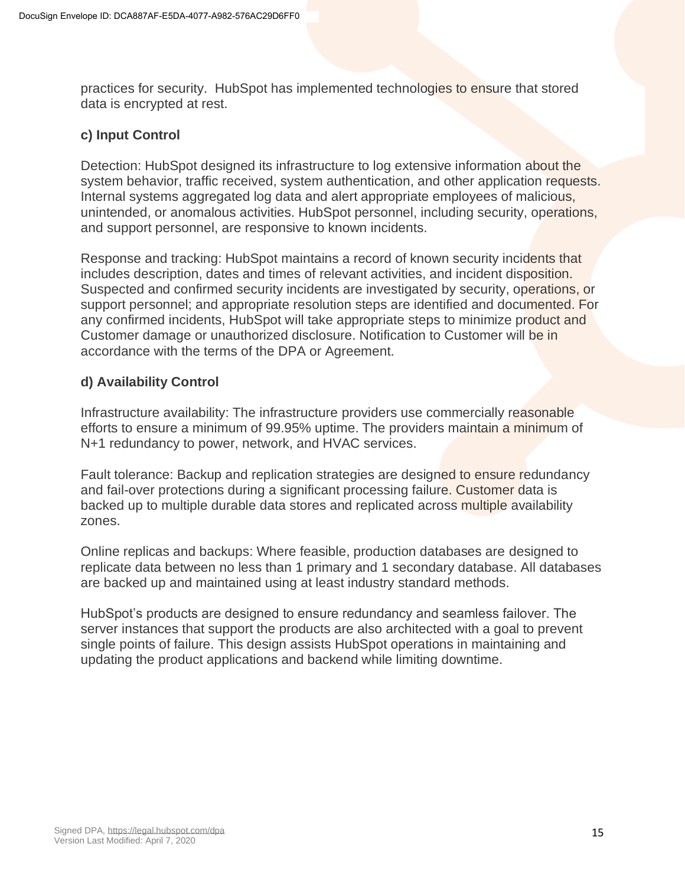practices for security. HubSpot has implemented technologies to ensure that stored data is encrypted at rest.

**c) Input Control**

Detection: HubSpot designed its infrastructure to log extensive information about the system behavior, traffic received, system authentication, and other application requests. Internal systems aggregated log data and alert appropriate employees of malicious, unintended, or anomalous activities. HubSpot personnel, including security, operations, and support personnel, are responsive to known incidents.

Response and tracking: HubSpot maintains a record of known security incidents that includes description, dates and times of relevant activities, and incident disposition. Suspected and confirmed security incidents are investigated by security, operations, or support personnel; and appropriate resolution steps are identified and documented. For any confirmed incidents, HubSpot will take appropriate steps to minimize product and Customer damage or unauthorized disclosure. Notification to Customer will be in accordance with the terms of the DPA or Agreement.

**d) Availability Control**

Infrastructure availability: The infrastructure providers use commercially reasonable efforts to ensure a minimum of 99.95% uptime. The providers maintain a minimum of N+1 redundancy to power, network, and HVAC services.

Fault tolerance: Backup and replication strategies are designed to ensure redundancy and fail-over protections during a significant processing failure. Customer data is backed up to multiple durable data stores and replicated across multiple availability zones.

Online replicas and backups: Where feasible, production databases are designed to replicate data between no less than 1 primary and 1 secondary database. All databases are backed up and maintained using at least industry standard methods.

HubSpot's products are designed to ensure redundancy and seamless failover. The server instances that support the products are also architected with a goal to prevent single points of failure. This design assists HubSpot operations in maintaining and updating the product applications and backend while limiting downtime.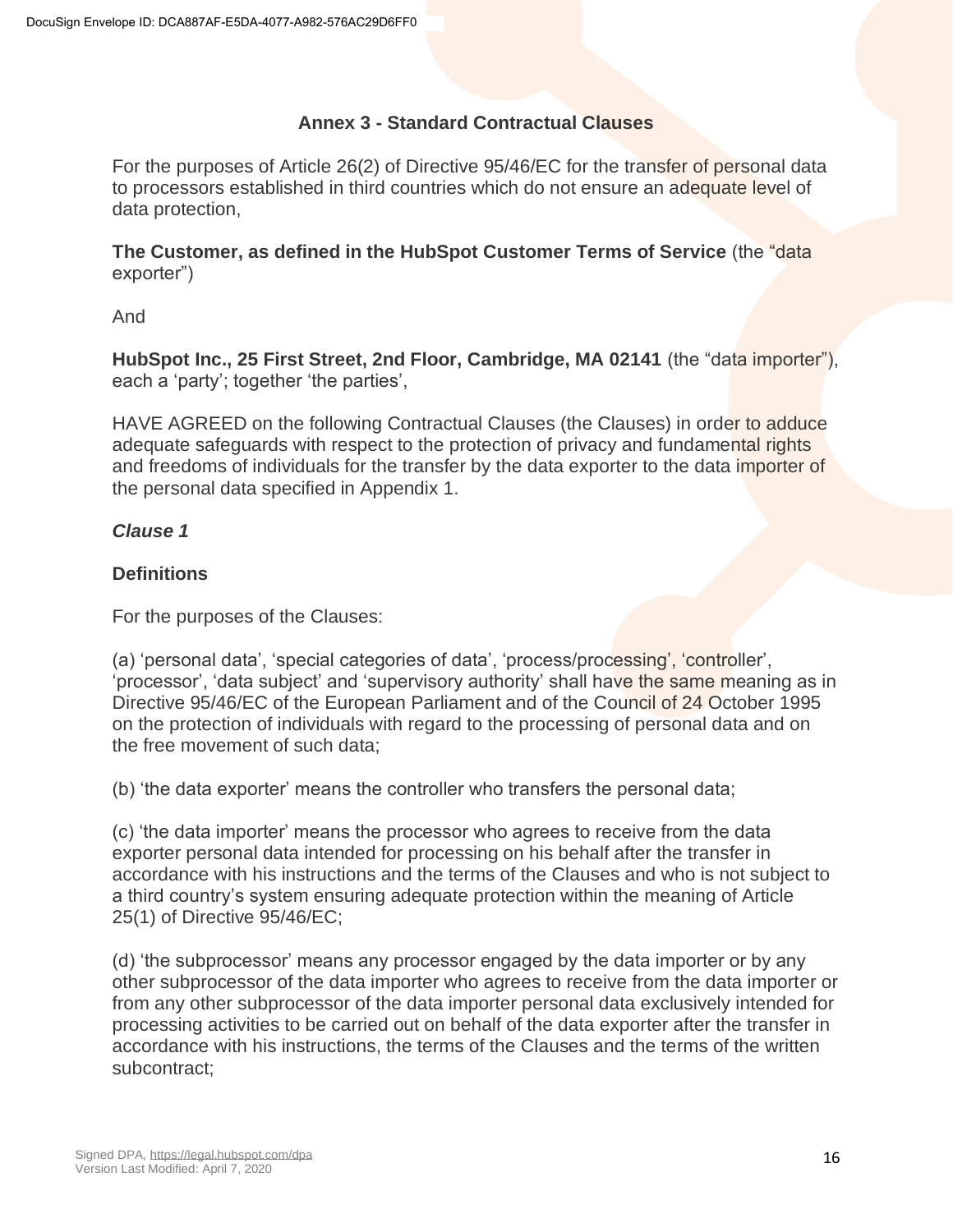## Annex 3 - Standard Contractual Clauses

For the purposes of Article 26(2) of Directive 95/46/EC for the transfer of personal data to processors established in third countries which do not ensure an adequate level of data protection,

**The Customer, as defined in the HubSpot Customer Terms of Service** (the "data exporter")

And

**HubSpot Inc., 25 First Street, 2nd Floor, Cambridge, MA 02141** (the "data importer"), each a 'party'; together 'the parties',

HAVE AGREED on the following Contractual Clauses (the Clauses) in order to adduce adequate safeguards with respect to the protection of privacy and fundamental rights and freedoms of individuals for the transfer by the data exporter to the data importer of the personal data specified in Appendix 1.

### *Clause 1*

### Definitions

For the purposes of the Clauses:

(a) 'personal data', 'special categories of data', 'process/processing', 'controller', 'processor', 'data subject' and 'supervisory authority' shall have the same meaning as in Directive 95/46/EC of the European Parliament and of the Council of 24 October 1995 on the protection of individuals with regard to the processing of personal data and on the free movement of such data;

(b) 'the data exporter' means the controller who transfers the personal data;

(c) 'the data importer' means the processor who agrees to receive from the data exporter personal data intended for processing on his behalf after the transfer in accordance with his instructions and the terms of the Clauses and who is not subject to a third country's system ensuring adequate protection within the meaning of Article 25(1) of Directive 95/46/EC;

(d) 'the subprocessor' means any processor engaged by the data importer or by any other subprocessor of the data importer who agrees to receive from the data importer or from any other subprocessor of the data importer personal data exclusively intended for processing activities to be carried out on behalf of the data exporter after the transfer in accordance with his instructions, the terms of the Clauses and the terms of the written subcontract;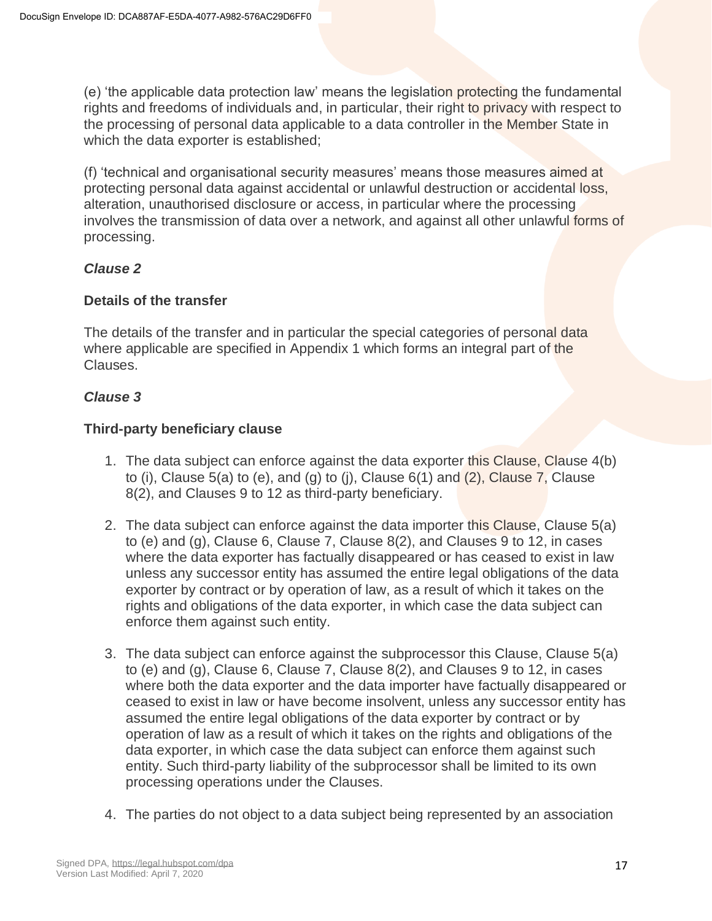(e) ‘the applicable data protection law’ means the legislation protecting the fundamental rights and freedoms of individuals and, in particular, their right to privacy with respect to the processing of personal data applicable to a data controller in the Member State in which the data exporter is established;

(f) ‘technical and organisational security measures’ means those measures aimed at protecting personal data against accidental or unlawful destruction or accidental loss, alteration, unauthorised disclosure or access, in particular where the processing involves the transmission of data over a network, and against all other unlawful forms of processing.

***Clause 2***

**Details of the transfer**

The details of the transfer and in particular the special categories of personal data where applicable are specified in Appendix 1 which forms an integral part of the Clauses.

***Clause 3***

**Third-party beneficiary clause**

1. The data subject can enforce against the data exporter this Clause, Clause 4(b) to (i), Clause 5(a) to (e), and (g) to (j), Clause 6(1) and (2), Clause 7, Clause 8(2), and Clauses 9 to 12 as third-party beneficiary.

2. The data subject can enforce against the data importer this Clause, Clause 5(a) to (e) and (g), Clause 6, Clause 7, Clause 8(2), and Clauses 9 to 12, in cases where the data exporter has factually disappeared or has ceased to exist in law unless any successor entity has assumed the entire legal obligations of the data exporter by contract or by operation of law, as a result of which it takes on the rights and obligations of the data exporter, in which case the data subject can enforce them against such entity.

3. The data subject can enforce against the subprocessor this Clause, Clause 5(a) to (e) and (g), Clause 6, Clause 7, Clause 8(2), and Clauses 9 to 12, in cases where both the data exporter and the data importer have factually disappeared or ceased to exist in law or have become insolvent, unless any successor entity has assumed the entire legal obligations of the data exporter by contract or by operation of law as a result of which it takes on the rights and obligations of the data exporter, in which case the data subject can enforce them against such entity. Such third-party liability of the subprocessor shall be limited to its own processing operations under the Clauses.

4. The parties do not object to a data subject being represented by an association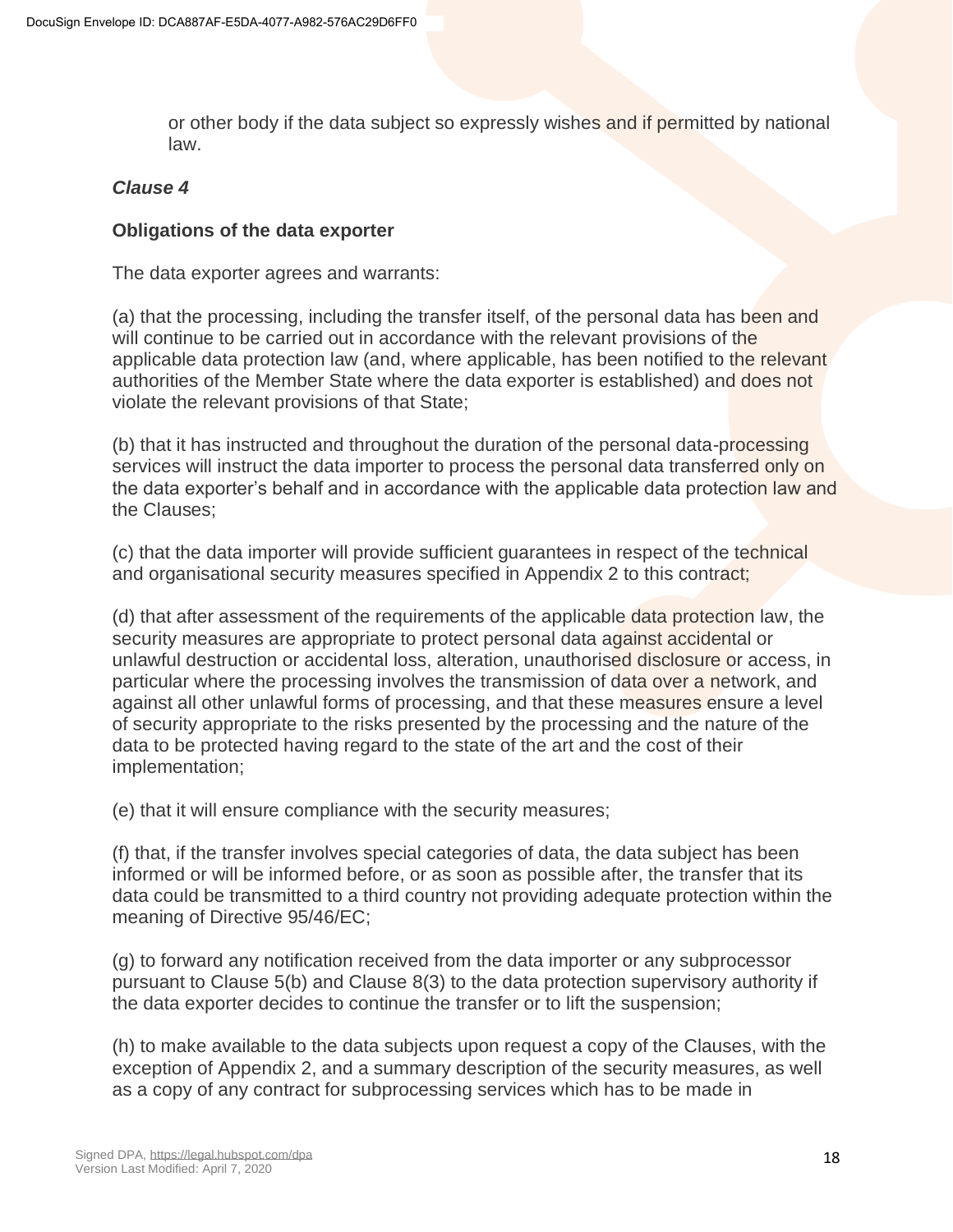or other body if the data subject so expressly wishes and if permitted by national law.

***Clause 4***

**Obligations of the data exporter**

The data exporter agrees and warrants:

(a) that the processing, including the transfer itself, of the personal data has been and will continue to be carried out in accordance with the relevant provisions of the applicable data protection law (and, where applicable, has been notified to the relevant authorities of the Member State where the data exporter is established) and does not violate the relevant provisions of that State;

(b) that it has instructed and throughout the duration of the personal data-processing services will instruct the data importer to process the personal data transferred only on the data exporter's behalf and in accordance with the applicable data protection law and the Clauses;

(c) that the data importer will provide sufficient guarantees in respect of the technical and organisational security measures specified in Appendix 2 to this contract;

(d) that after assessment of the requirements of the applicable data protection law, the security measures are appropriate to protect personal data against accidental or unlawful destruction or accidental loss, alteration, unauthorised disclosure or access, in particular where the processing involves the transmission of data over a network, and against all other unlawful forms of processing, and that these measures ensure a level of security appropriate to the risks presented by the processing and the nature of the data to be protected having regard to the state of the art and the cost of their implementation;

(e) that it will ensure compliance with the security measures;

(f) that, if the transfer involves special categories of data, the data subject has been informed or will be informed before, or as soon as possible after, the transfer that its data could be transmitted to a third country not providing adequate protection within the meaning of Directive 95/46/EC;

(g) to forward any notification received from the data importer or any subprocessor pursuant to Clause 5(b) and Clause 8(3) to the data protection supervisory authority if the data exporter decides to continue the transfer or to lift the suspension;

(h) to make available to the data subjects upon request a copy of the Clauses, with the exception of Appendix 2, and a summary description of the security measures, as well as a copy of any contract for subprocessing services which has to be made in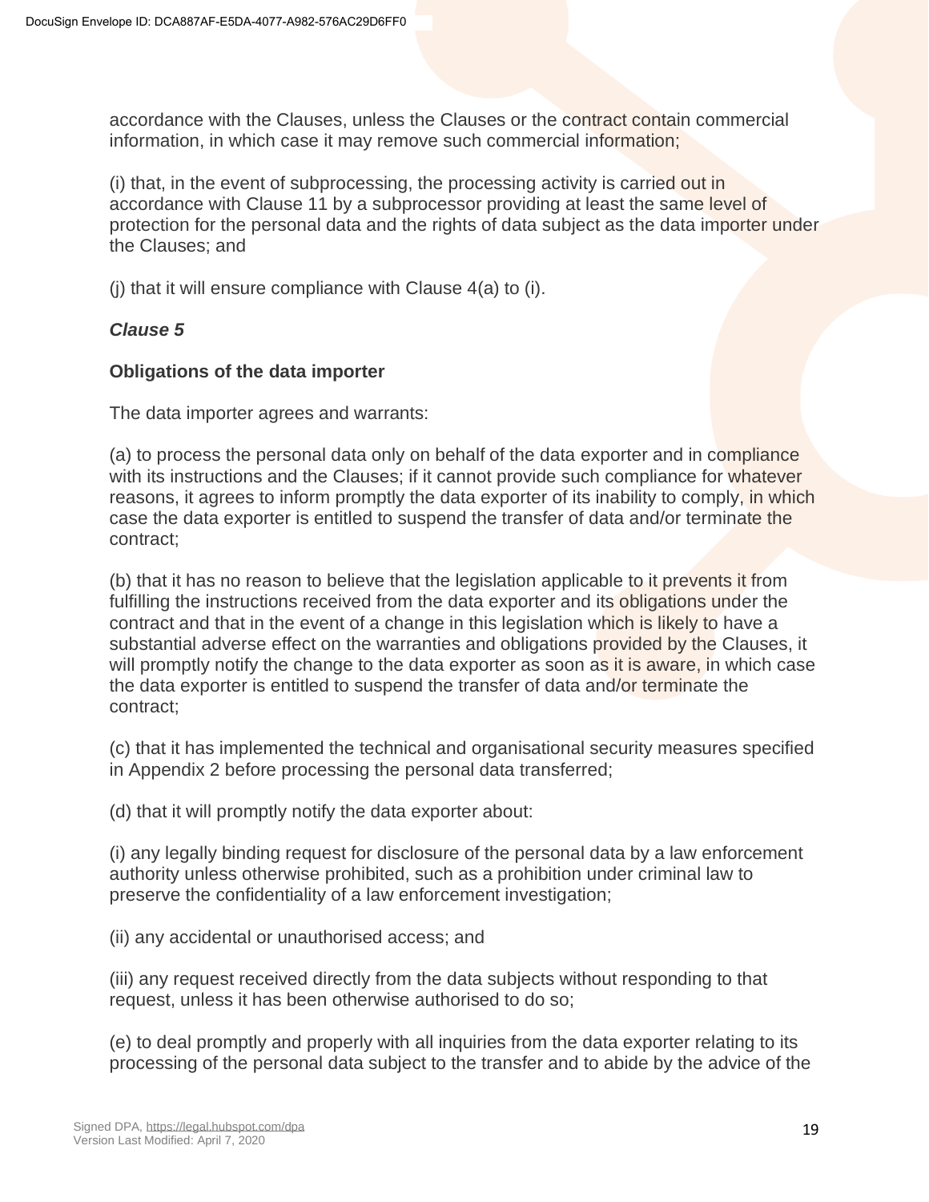accordance with the Clauses, unless the Clauses or the contract contain commercial information, in which case it may remove such commercial information;

(i) that, in the event of subprocessing, the processing activity is carried out in accordance with Clause 11 by a subprocessor providing at least the same level of protection for the personal data and the rights of data subject as the data importer under the Clauses; and

(j) that it will ensure compliance with Clause 4(a) to (i).

***Clause 5***

**Obligations of the data importer**

The data importer agrees and warrants:

(a) to process the personal data only on behalf of the data exporter and in compliance with its instructions and the Clauses; if it cannot provide such compliance for whatever reasons, it agrees to inform promptly the data exporter of its inability to comply, in which case the data exporter is entitled to suspend the transfer of data and/or terminate the contract;

(b) that it has no reason to believe that the legislation applicable to it prevents it from fulfilling the instructions received from the data exporter and its obligations under the contract and that in the event of a change in this legislation which is likely to have a substantial adverse effect on the warranties and obligations provided by the Clauses, it will promptly notify the change to the data exporter as soon as it is aware, in which case the data exporter is entitled to suspend the transfer of data and/or terminate the contract;

(c) that it has implemented the technical and organisational security measures specified in Appendix 2 before processing the personal data transferred;

(d) that it will promptly notify the data exporter about:

(i) any legally binding request for disclosure of the personal data by a law enforcement authority unless otherwise prohibited, such as a prohibition under criminal law to preserve the confidentiality of a law enforcement investigation;

(ii) any accidental or unauthorised access; and

(iii) any request received directly from the data subjects without responding to that request, unless it has been otherwise authorised to do so;

(e) to deal promptly and properly with all inquiries from the data exporter relating to its processing of the personal data subject to the transfer and to abide by the advice of the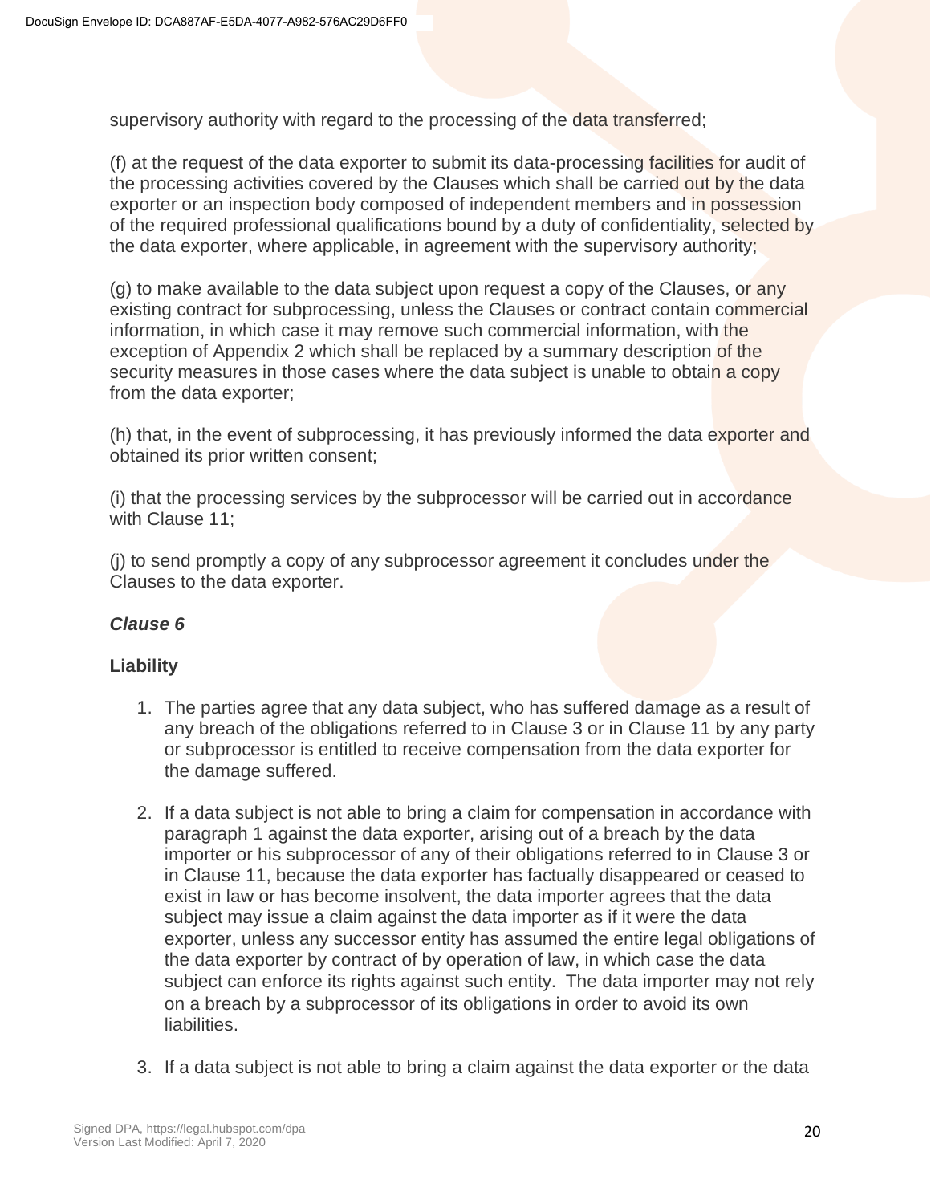supervisory authority with regard to the processing of the data transferred;

(f) at the request of the data exporter to submit its data-processing facilities for audit of the processing activities covered by the Clauses which shall be carried out by the data exporter or an inspection body composed of independent members and in possession of the required professional qualifications bound by a duty of confidentiality, selected by the data exporter, where applicable, in agreement with the supervisory authority;

(g) to make available to the data subject upon request a copy of the Clauses, or any existing contract for subprocessing, unless the Clauses or contract contain commercial information, in which case it may remove such commercial information, with the exception of Appendix 2 which shall be replaced by a summary description of the security measures in those cases where the data subject is unable to obtain a copy from the data exporter;

(h) that, in the event of subprocessing, it has previously informed the data exporter and obtained its prior written consent;

(i) that the processing services by the subprocessor will be carried out in accordance with Clause 11;

(j) to send promptly a copy of any subprocessor agreement it concludes under the Clauses to the data exporter.

***Clause 6***

**Liability**

1. The parties agree that any data subject, who has suffered damage as a result of any breach of the obligations referred to in Clause 3 or in Clause 11 by any party or subprocessor is entitled to receive compensation from the data exporter for the damage suffered.

2. If a data subject is not able to bring a claim for compensation in accordance with paragraph 1 against the data exporter, arising out of a breach by the data importer or his subprocessor of any of their obligations referred to in Clause 3 or in Clause 11, because the data exporter has factually disappeared or ceased to exist in law or has become insolvent, the data importer agrees that the data subject may issue a claim against the data importer as if it were the data exporter, unless any successor entity has assumed the entire legal obligations of the data exporter by contract of by operation of law, in which case the data subject can enforce its rights against such entity. The data importer may not rely on a breach by a subprocessor of its obligations in order to avoid its own liabilities.

3. If a data subject is not able to bring a claim against the data exporter or the data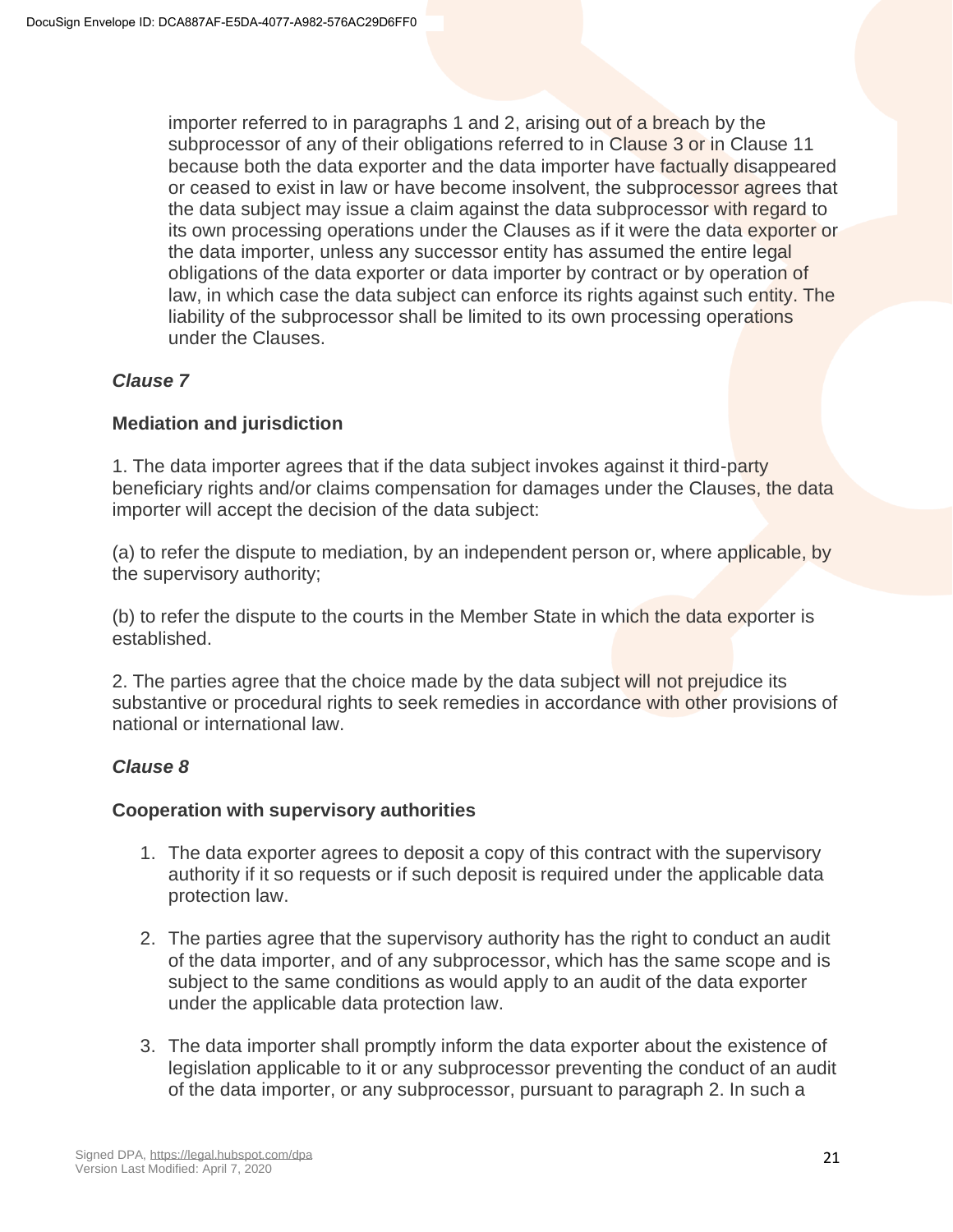importer referred to in paragraphs 1 and 2, arising out of a breach by the subprocessor of any of their obligations referred to in Clause 3 or in Clause 11 because both the data exporter and the data importer have factually disappeared or ceased to exist in law or have become insolvent, the subprocessor agrees that the data subject may issue a claim against the data subprocessor with regard to its own processing operations under the Clauses as if it were the data exporter or the data importer, unless any successor entity has assumed the entire legal obligations of the data exporter or data importer by contract or by operation of law, in which case the data subject can enforce its rights against such entity. The liability of the subprocessor shall be limited to its own processing operations under the Clauses.

***Clause 7***

**Mediation and jurisdiction**

1. The data importer agrees that if the data subject invokes against it third-party beneficiary rights and/or claims compensation for damages under the Clauses, the data importer will accept the decision of the data subject:

(a) to refer the dispute to mediation, by an independent person or, where applicable, by the supervisory authority;

(b) to refer the dispute to the courts in the Member State in which the data exporter is established.

2. The parties agree that the choice made by the data subject will not prejudice its substantive or procedural rights to seek remedies in accordance with other provisions of national or international law.

***Clause 8***

**Cooperation with supervisory authorities**

1. The data exporter agrees to deposit a copy of this contract with the supervisory authority if it so requests or if such deposit is required under the applicable data protection law.

2. The parties agree that the supervisory authority has the right to conduct an audit of the data importer, and of any subprocessor, which has the same scope and is subject to the same conditions as would apply to an audit of the data exporter under the applicable data protection law.

3. The data importer shall promptly inform the data exporter about the existence of legislation applicable to it or any subprocessor preventing the conduct of an audit of the data importer, or any subprocessor, pursuant to paragraph 2. In such a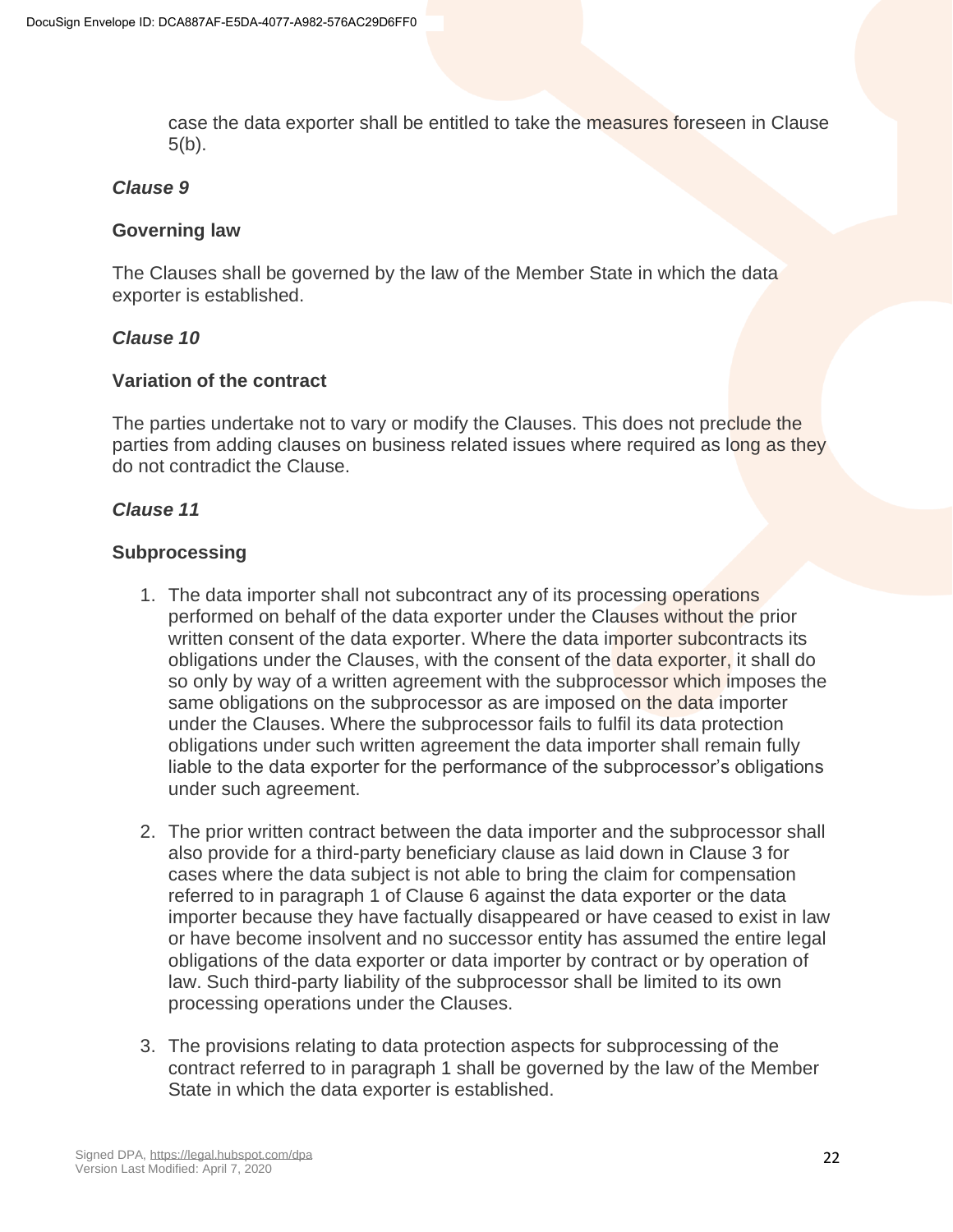case the data exporter shall be entitled to take the measures foreseen in Clause 5(b).

***Clause 9***

**Governing law**

The Clauses shall be governed by the law of the Member State in which the data exporter is established.

***Clause 10***

**Variation of the contract**

The parties undertake not to vary or modify the Clauses. This does not preclude the parties from adding clauses on business related issues where required as long as they do not contradict the Clause.

***Clause 11***

**Subprocessing**

1. The data importer shall not subcontract any of its processing operations performed on behalf of the data exporter under the Clauses without the prior written consent of the data exporter. Where the data importer subcontracts its obligations under the Clauses, with the consent of the data exporter, it shall do so only by way of a written agreement with the subprocessor which imposes the same obligations on the subprocessor as are imposed on the data importer under the Clauses. Where the subprocessor fails to fulfil its data protection obligations under such written agreement the data importer shall remain fully liable to the data exporter for the performance of the subprocessor's obligations under such agreement.

2. The prior written contract between the data importer and the subprocessor shall also provide for a third-party beneficiary clause as laid down in Clause 3 for cases where the data subject is not able to bring the claim for compensation referred to in paragraph 1 of Clause 6 against the data exporter or the data importer because they have factually disappeared or have ceased to exist in law or have become insolvent and no successor entity has assumed the entire legal obligations of the data exporter or data importer by contract or by operation of law. Such third-party liability of the subprocessor shall be limited to its own processing operations under the Clauses.

3. The provisions relating to data protection aspects for subprocessing of the contract referred to in paragraph 1 shall be governed by the law of the Member State in which the data exporter is established.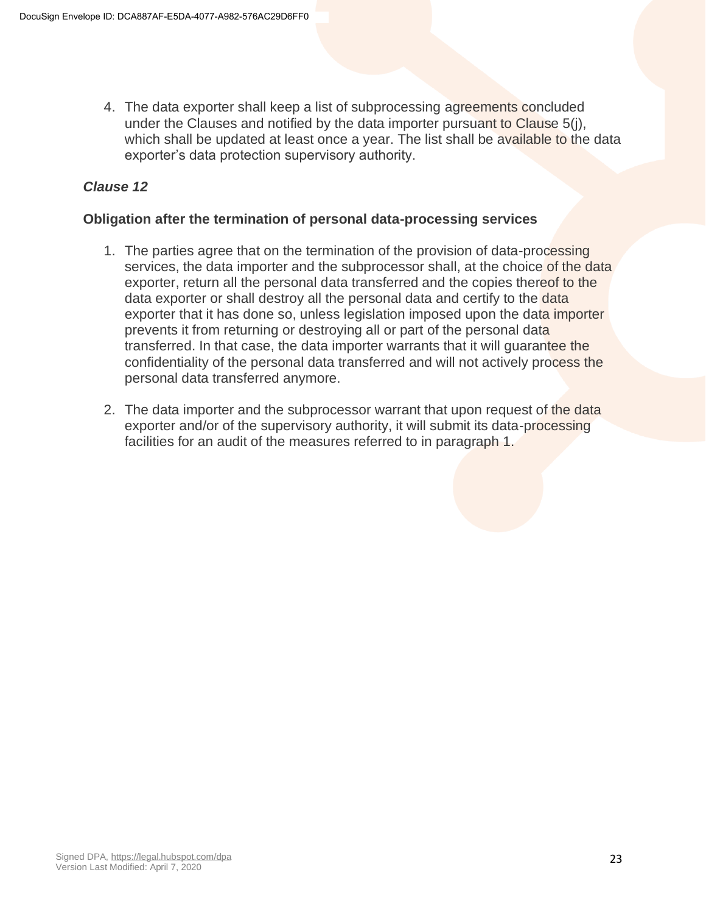4. The data exporter shall keep a list of subprocessing agreements concluded under the Clauses and notified by the data importer pursuant to Clause 5(j), which shall be updated at least once a year. The list shall be available to the data exporter's data protection supervisory authority.

### *Clause 12*

**Obligation after the termination of personal data-processing services**

1. The parties agree that on the termination of the provision of data-processing services, the data importer and the subprocessor shall, at the choice of the data exporter, return all the personal data transferred and the copies thereof to the data exporter or shall destroy all the personal data and certify to the data exporter that it has done so, unless legislation imposed upon the data importer prevents it from returning or destroying all or part of the personal data transferred. In that case, the data importer warrants that it will guarantee the confidentiality of the personal data transferred and will not actively process the personal data transferred anymore.

2. The data importer and the subprocessor warrant that upon request of the data exporter and/or of the supervisory authority, it will submit its data-processing facilities for an audit of the measures referred to in paragraph 1.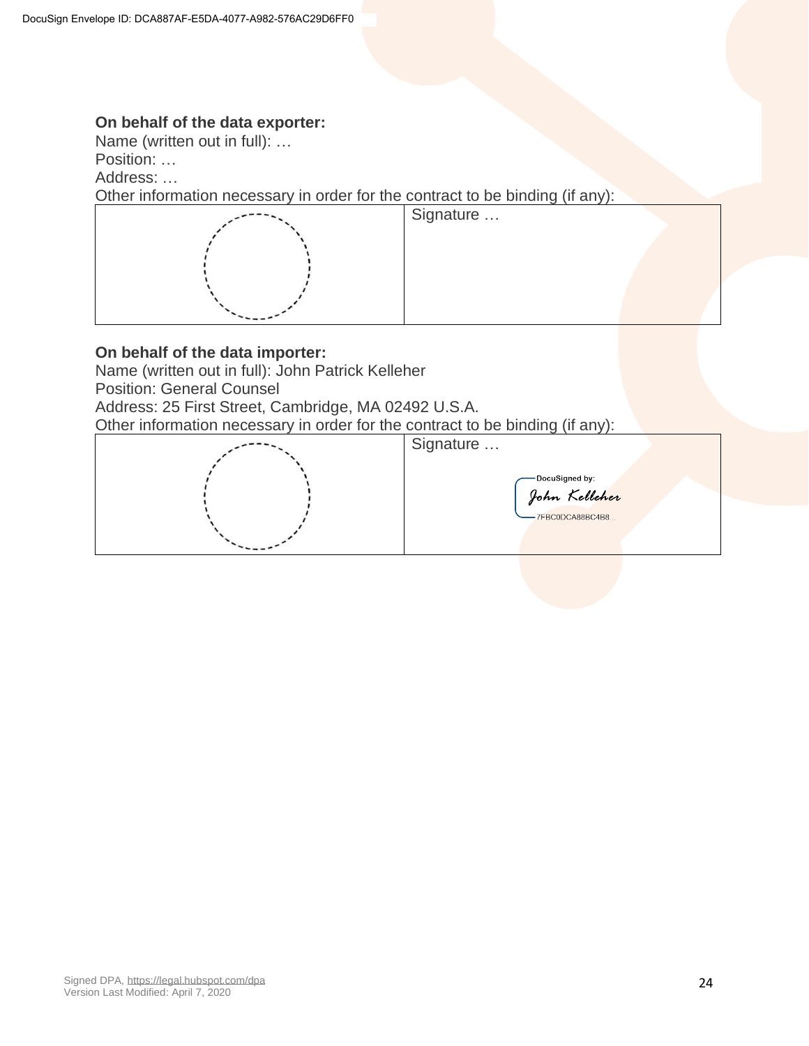**On behalf of the data exporter:**

Name (written out in full): …

Position: …

Address: …

Other information necessary in order for the contract to be binding (if any):

| | Signature … |
|---|---|

**On behalf of the data importer:**

Name (written out in full): John Patrick Kelleher

Position: General Counsel

Address: 25 First Street, Cambridge, MA 02492 U.S.A.

Other information necessary in order for the contract to be binding (if any):

| | Signature … DocuSigned by: John Kelleher 7FBC0DCA88BC4B8... |
|---|---|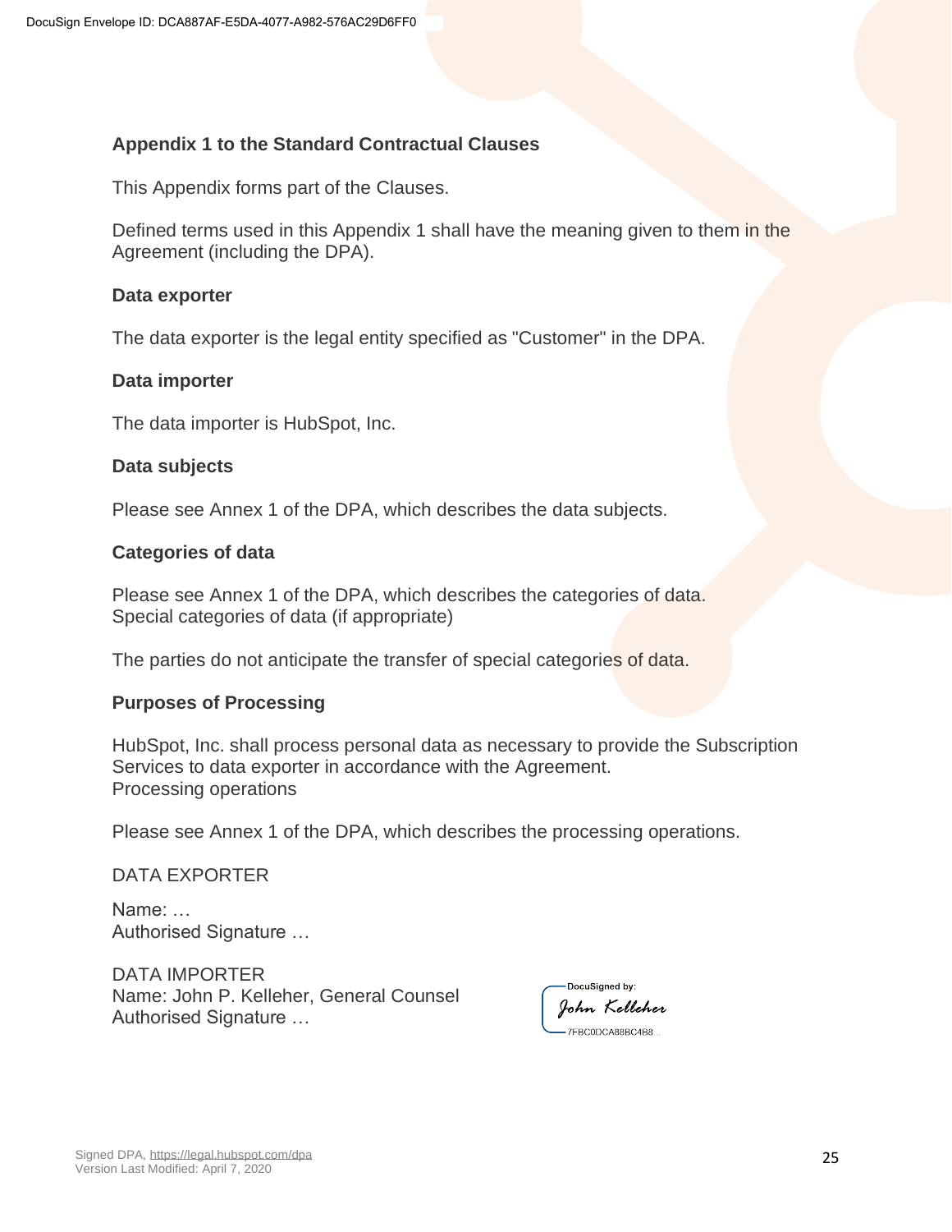## Appendix 1 to the Standard Contractual Clauses

This Appendix forms part of the Clauses.

Defined terms used in this Appendix 1 shall have the meaning given to them in the Agreement (including the DPA).

### Data exporter

The data exporter is the legal entity specified as "Customer" in the DPA.

### Data importer

The data importer is HubSpot, Inc.

### Data subjects

Please see Annex 1 of the DPA, which describes the data subjects.

### Categories of data

Please see Annex 1 of the DPA, which describes the categories of data.
Special categories of data (if appropriate)

The parties do not anticipate the transfer of special categories of data.

### Purposes of Processing

HubSpot, Inc. shall process personal data as necessary to provide the Subscription Services to data exporter in accordance with the Agreement.
Processing operations

Please see Annex 1 of the DPA, which describes the processing operations.

DATA EXPORTER

Name: …
Authorised Signature …

DATA IMPORTER
Name: John P. Kelleher, General Counsel
Authorised Signature …

DocuSigned by:
John Kelleher
7FBC0DCA88BC4B8...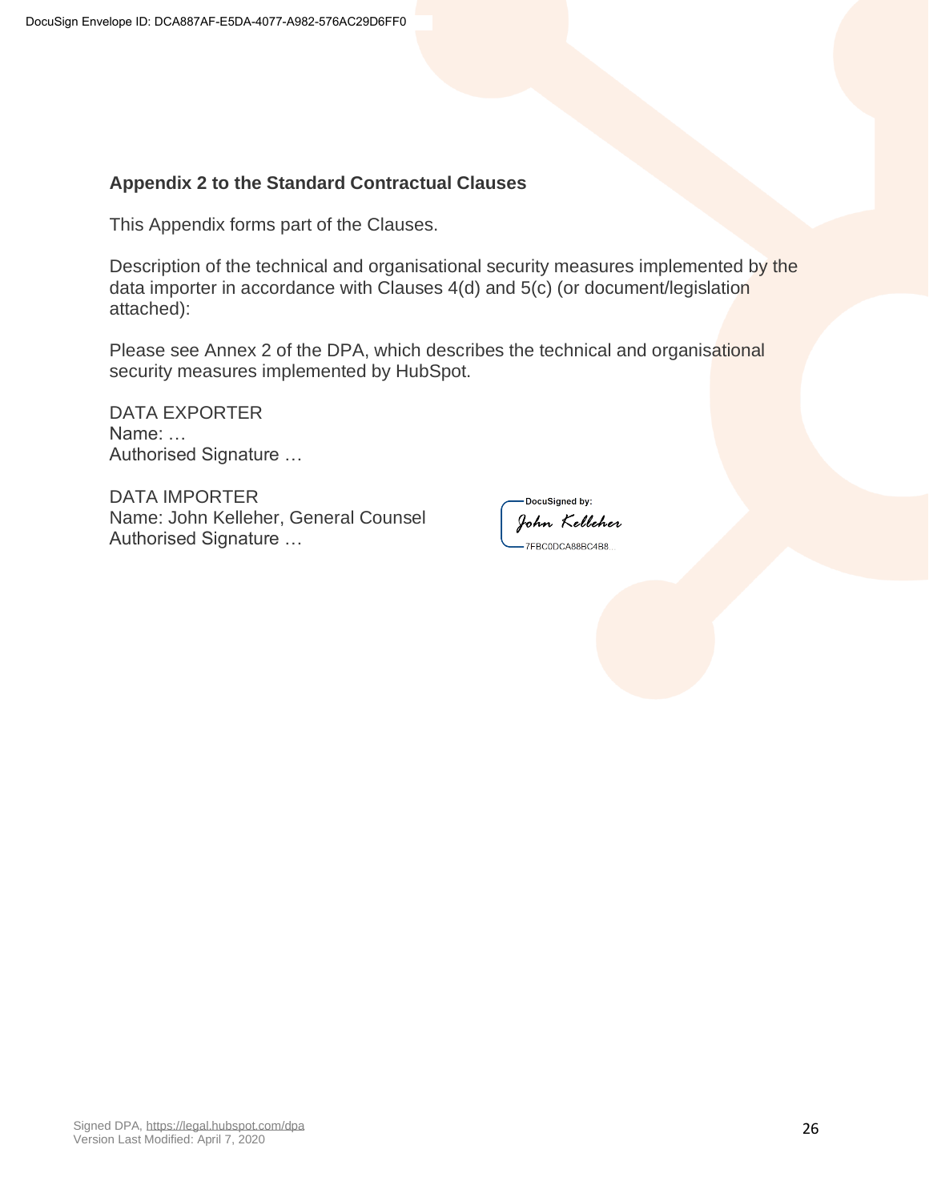## Appendix 2 to the Standard Contractual Clauses

This Appendix forms part of the Clauses.

Description of the technical and organisational security measures implemented by the data importer in accordance with Clauses 4(d) and 5(c) (or document/legislation attached):

Please see Annex 2 of the DPA, which describes the technical and organisational security measures implemented by HubSpot.

DATA EXPORTER
Name: …
Authorised Signature …

DATA IMPORTER
Name: John Kelleher, General Counsel
Authorised Signature …

DocuSigned by:
John Kelleher
7FBC0DCA88BC4B8...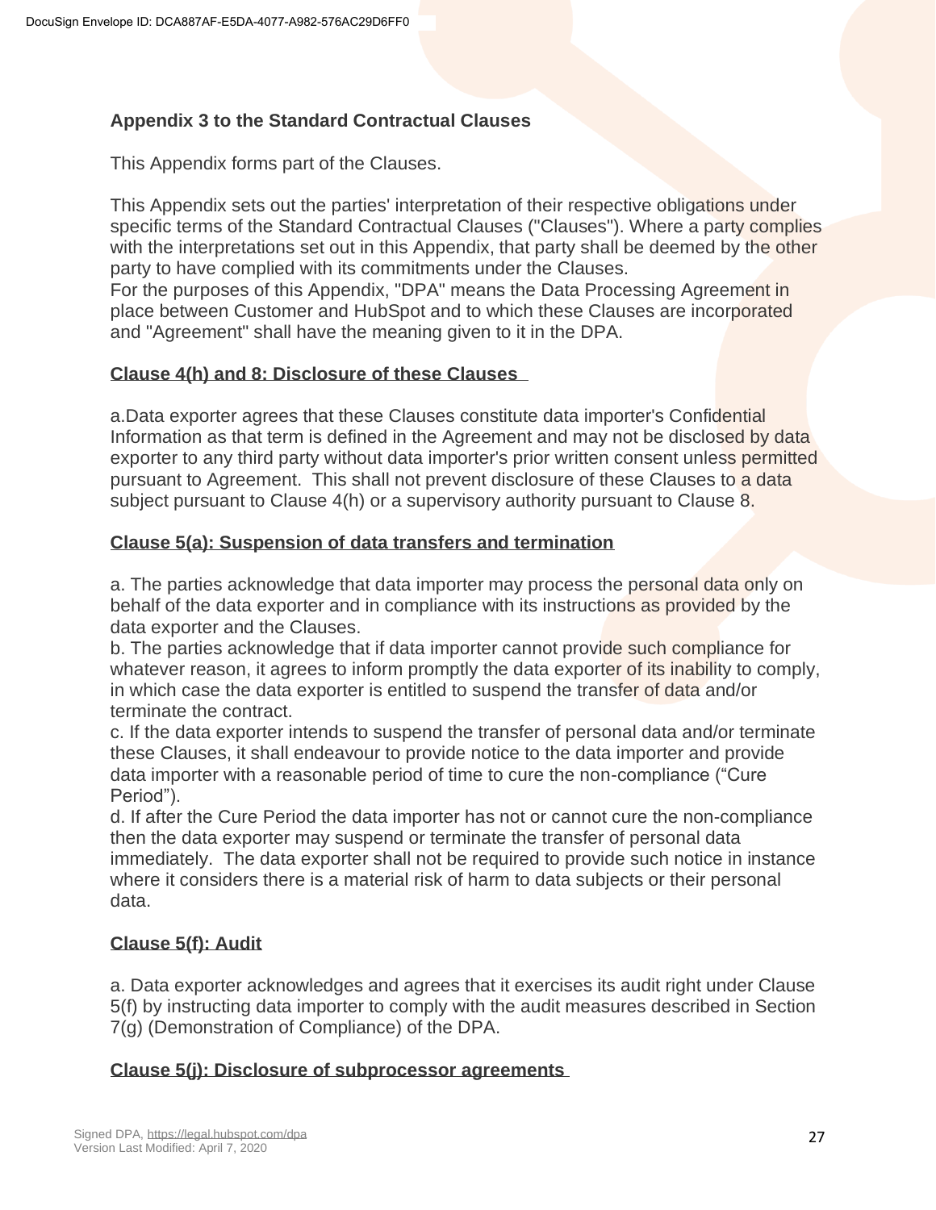## Appendix 3 to the Standard Contractual Clauses

This Appendix forms part of the Clauses.

This Appendix sets out the parties' interpretation of their respective obligations under specific terms of the Standard Contractual Clauses ("Clauses"). Where a party complies with the interpretations set out in this Appendix, that party shall be deemed by the other party to have complied with its commitments under the Clauses.
For the purposes of this Appendix, "DPA" means the Data Processing Agreement in place between Customer and HubSpot and to which these Clauses are incorporated and "Agreement" shall have the meaning given to it in the DPA.

### Clause 4(h) and 8: Disclosure of these Clauses

a.Data exporter agrees that these Clauses constitute data importer's Confidential Information as that term is defined in the Agreement and may not be disclosed by data exporter to any third party without data importer's prior written consent unless permitted pursuant to Agreement. This shall not prevent disclosure of these Clauses to a data subject pursuant to Clause 4(h) or a supervisory authority pursuant to Clause 8.

### Clause 5(a): Suspension of data transfers and termination

a. The parties acknowledge that data importer may process the personal data only on behalf of the data exporter and in compliance with its instructions as provided by the data exporter and the Clauses.
b. The parties acknowledge that if data importer cannot provide such compliance for whatever reason, it agrees to inform promptly the data exporter of its inability to comply, in which case the data exporter is entitled to suspend the transfer of data and/or terminate the contract.
c. If the data exporter intends to suspend the transfer of personal data and/or terminate these Clauses, it shall endeavour to provide notice to the data importer and provide data importer with a reasonable period of time to cure the non-compliance ("Cure Period").
d. If after the Cure Period the data importer has not or cannot cure the non-compliance then the data exporter may suspend or terminate the transfer of personal data immediately. The data exporter shall not be required to provide such notice in instance where it considers there is a material risk of harm to data subjects or their personal data.

### Clause 5(f): Audit

a. Data exporter acknowledges and agrees that it exercises its audit right under Clause 5(f) by instructing data importer to comply with the audit measures described in Section 7(g) (Demonstration of Compliance) of the DPA.

### Clause 5(j): Disclosure of subprocessor agreements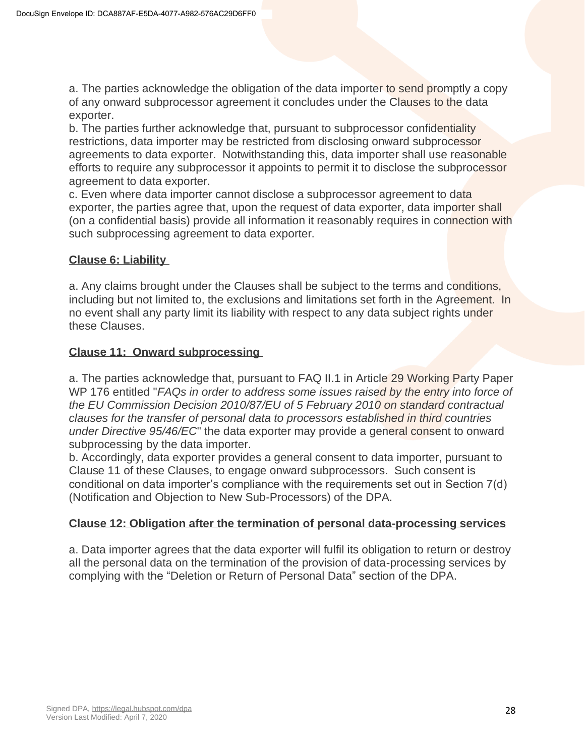a. The parties acknowledge the obligation of the data importer to send promptly a copy of any onward subprocessor agreement it concludes under the Clauses to the data exporter.
b. The parties further acknowledge that, pursuant to subprocessor confidentiality restrictions, data importer may be restricted from disclosing onward subprocessor agreements to data exporter. Notwithstanding this, data importer shall use reasonable efforts to require any subprocessor it appoints to permit it to disclose the subprocessor agreement to data exporter.
c. Even where data importer cannot disclose a subprocessor agreement to data exporter, the parties agree that, upon the request of data exporter, data importer shall (on a confidential basis) provide all information it reasonably requires in connection with such subprocessing agreement to data exporter.

**Clause 6: Liability**

a. Any claims brought under the Clauses shall be subject to the terms and conditions, including but not limited to, the exclusions and limitations set forth in the Agreement. In no event shall any party limit its liability with respect to any data subject rights under these Clauses.

**Clause 11: Onward subprocessing**

a. The parties acknowledge that, pursuant to FAQ II.1 in Article 29 Working Party Paper WP 176 entitled "*FAQs in order to address some issues raised by the entry into force of the EU Commission Decision 2010/87/EU of 5 February 2010 on standard contractual clauses for the transfer of personal data to processors established in third countries under Directive 95/46/EC*" the data exporter may provide a general consent to onward subprocessing by the data importer.
b. Accordingly, data exporter provides a general consent to data importer, pursuant to Clause 11 of these Clauses, to engage onward subprocessors. Such consent is conditional on data importer's compliance with the requirements set out in Section 7(d) (Notification and Objection to New Sub-Processors) of the DPA.

**Clause 12: Obligation after the termination of personal data-processing services**

a. Data importer agrees that the data exporter will fulfil its obligation to return or destroy all the personal data on the termination of the provision of data-processing services by complying with the "Deletion or Return of Personal Data" section of the DPA.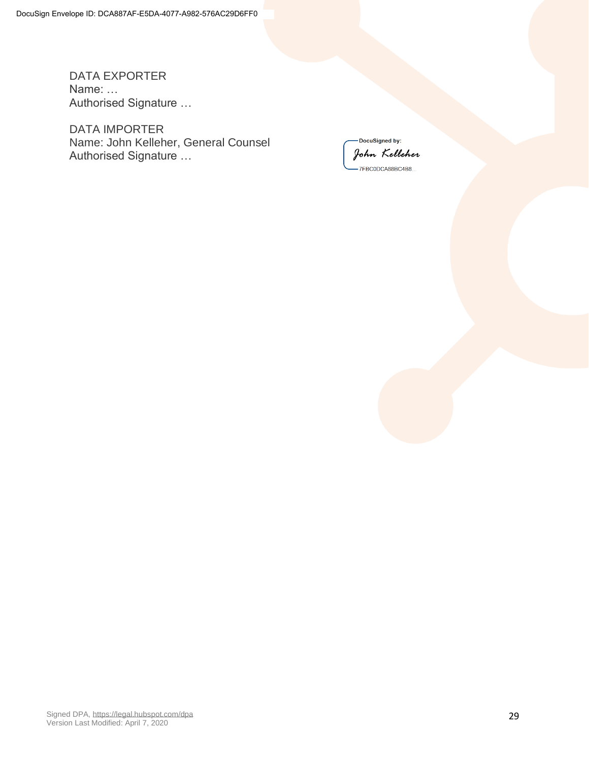DATA EXPORTER
Name: …
Authorised Signature …

DATA IMPORTER
Name: John Kelleher, General Counsel
Authorised Signature …

DocuSigned by:
John Kelleher
7FBC0DCA88BC4B8...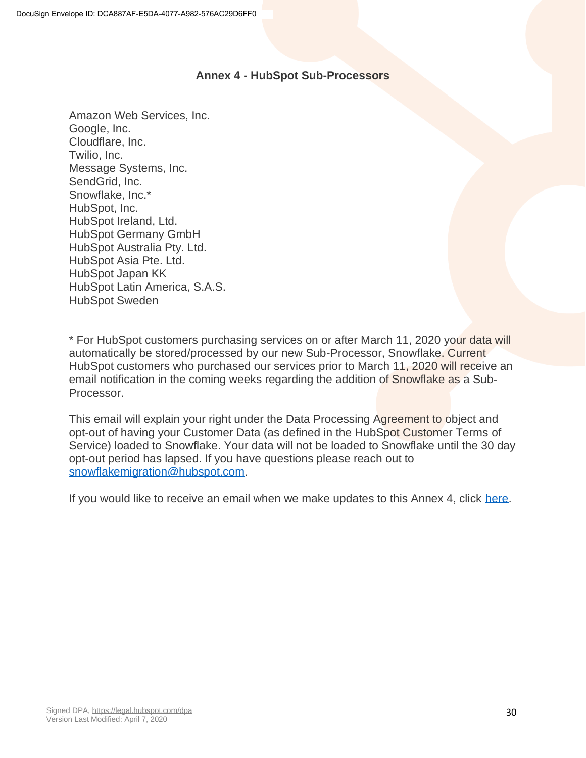## Annex 4 - HubSpot Sub-Processors

Amazon Web Services, Inc.
Google, Inc.
Cloudflare, Inc.
Twilio, Inc.
Message Systems, Inc.
SendGrid, Inc.
Snowflake, Inc.*
HubSpot, Inc.
HubSpot Ireland, Ltd.
HubSpot Germany GmbH
HubSpot Australia Pty. Ltd.
HubSpot Asia Pte. Ltd.
HubSpot Japan KK
HubSpot Latin America, S.A.S.
HubSpot Sweden

* For HubSpot customers purchasing services on or after March 11, 2020 your data will automatically be stored/processed by our new Sub-Processor, Snowflake. Current HubSpot customers who purchased our services prior to March 11, 2020 will receive an email notification in the coming weeks regarding the addition of Snowflake as a Sub-Processor.

This email will explain your right under the Data Processing Agreement to object and opt-out of having your Customer Data (as defined in the HubSpot Customer Terms of Service) loaded to Snowflake. Your data will not be loaded to Snowflake until the 30 day opt-out period has lapsed. If you have questions please reach out to snowflakemigration@hubspot.com.

If you would like to receive an email when we make updates to this Annex 4, click here.